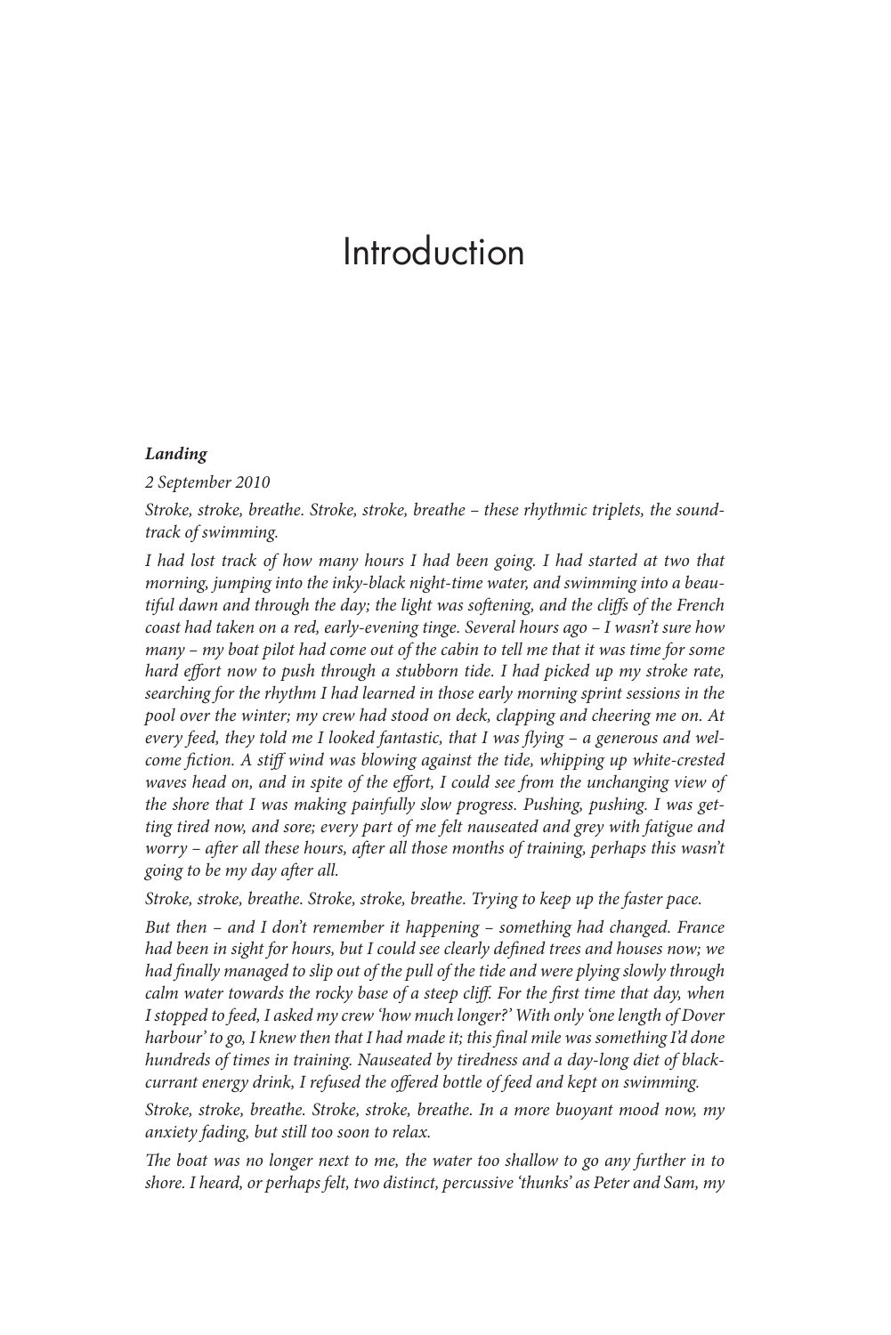# Introduction

***Landing***

*2 September 2010*

*Stroke, stroke, breathe. Stroke, stroke, breathe – these rhythmic triplets, the soundtrack of swimming.*

*I had lost track of how many hours I had been going. I had started at two that morning, jumping into the inky-black night-time water, and swimming into a beautiful dawn and through the day; the light was softening, and the cliffs of the French coast had taken on a red, early-evening tinge. Several hours ago – I wasn't sure how many – my boat pilot had come out of the cabin to tell me that it was time for some hard effort now to push through a stubborn tide. I had picked up my stroke rate, searching for the rhythm I had learned in those early morning sprint sessions in the pool over the winter; my crew had stood on deck, clapping and cheering me on. At every feed, they told me I looked fantastic, that I was flying – a generous and welcome fiction. A stiff wind was blowing against the tide, whipping up white-crested waves head on, and in spite of the effort, I could see from the unchanging view of the shore that I was making painfully slow progress. Pushing, pushing. I was getting tired now, and sore; every part of me felt nauseated and grey with fatigue and worry – after all these hours, after all those months of training, perhaps this wasn't going to be my day after all.*

*Stroke, stroke, breathe. Stroke, stroke, breathe. Trying to keep up the faster pace.*

*But then – and I don't remember it happening – something had changed. France had been in sight for hours, but I could see clearly defined trees and houses now; we had finally managed to slip out of the pull of the tide and were plying slowly through calm water towards the rocky base of a steep cliff. For the first time that day, when I stopped to feed, I asked my crew 'how much longer?' With only 'one length of Dover harbour' to go, I knew then that I had made it; this final mile was something I'd done hundreds of times in training. Nauseated by tiredness and a day-long diet of blackcurrant energy drink, I refused the offered bottle of feed and kept on swimming.*

*Stroke, stroke, breathe. Stroke, stroke, breathe. In a more buoyant mood now, my anxiety fading, but still too soon to relax.*

*The boat was no longer next to me, the water too shallow to go any further in to shore. I heard, or perhaps felt, two distinct, percussive 'thunks' as Peter and Sam, my*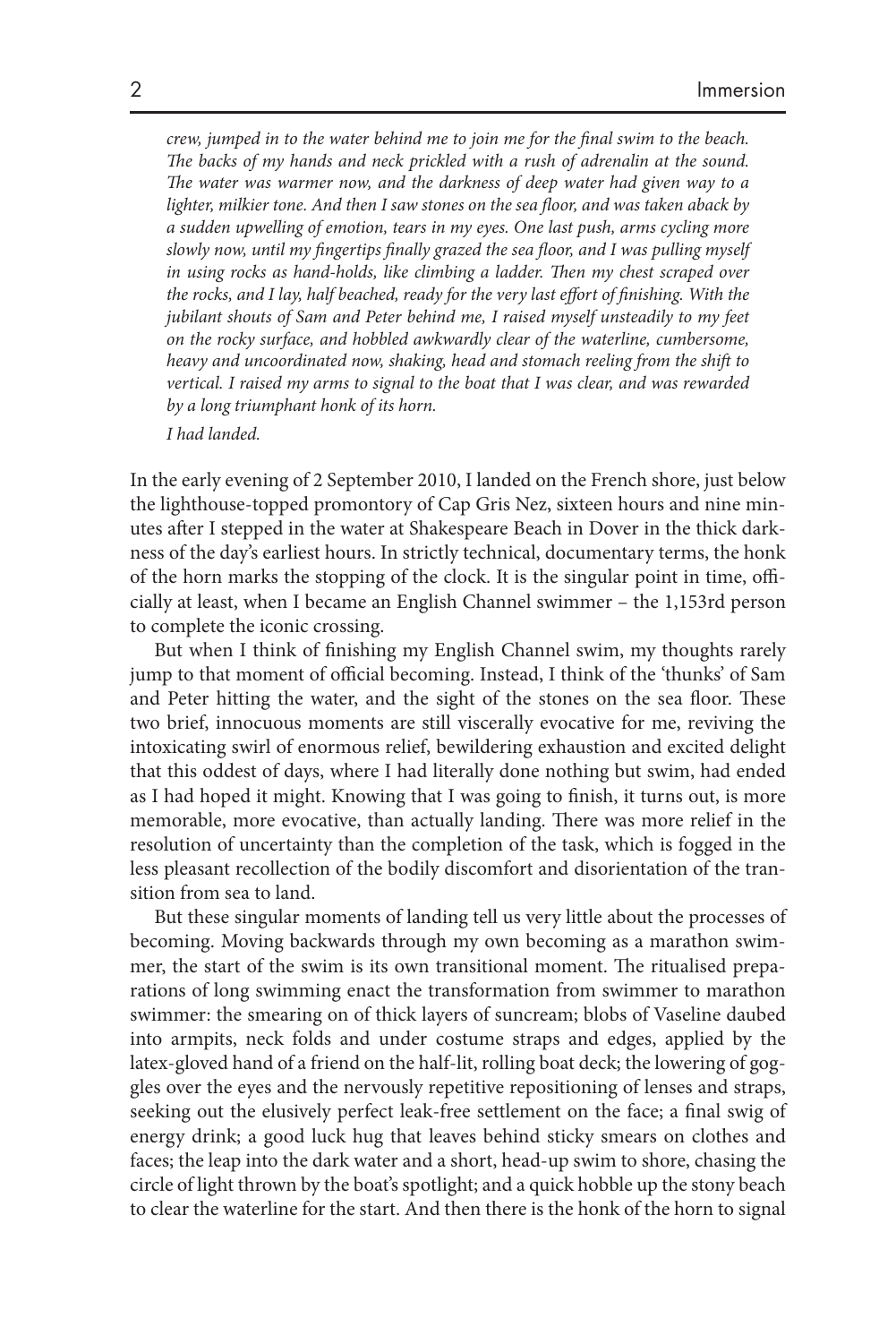*crew, jumped in to the water behind me to join me for the final swim to the beach. The backs of my hands and neck prickled with a rush of adrenalin at the sound. The water was warmer now, and the darkness of deep water had given way to a lighter, milkier tone. And then I saw stones on the sea floor, and was taken aback by a sudden upwelling of emotion, tears in my eyes. One last push, arms cycling more slowly now, until my fingertips finally grazed the sea floor, and I was pulling myself in using rocks as hand-holds, like climbing a ladder. Then my chest scraped over the rocks, and I lay, half beached, ready for the very last effort of finishing. With the jubilant shouts of Sam and Peter behind me, I raised myself unsteadily to my feet on the rocky surface, and hobbled awkwardly clear of the waterline, cumbersome, heavy and uncoordinated now, shaking, head and stomach reeling from the shift to vertical. I raised my arms to signal to the boat that I was clear, and was rewarded by a long triumphant honk of its horn.*

*I had landed.*

In the early evening of 2 September 2010, I landed on the French shore, just below the lighthouse-topped promontory of Cap Gris Nez, sixteen hours and nine minutes after I stepped in the water at Shakespeare Beach in Dover in the thick darkness of the day's earliest hours. In strictly technical, documentary terms, the honk of the horn marks the stopping of the clock. It is the singular point in time, officially at least, when I became an English Channel swimmer – the 1,153rd person to complete the iconic crossing.

But when I think of finishing my English Channel swim, my thoughts rarely jump to that moment of official becoming. Instead, I think of the 'thunks' of Sam and Peter hitting the water, and the sight of the stones on the sea floor. These two brief, innocuous moments are still viscerally evocative for me, reviving the intoxicating swirl of enormous relief, bewildering exhaustion and excited delight that this oddest of days, where I had literally done nothing but swim, had ended as I had hoped it might. Knowing that I was going to finish, it turns out, is more memorable, more evocative, than actually landing. There was more relief in the resolution of uncertainty than the completion of the task, which is fogged in the less pleasant recollection of the bodily discomfort and disorientation of the transition from sea to land.

But these singular moments of landing tell us very little about the processes of becoming. Moving backwards through my own becoming as a marathon swimmer, the start of the swim is its own transitional moment. The ritualised preparations of long swimming enact the transformation from swimmer to marathon swimmer: the smearing on of thick layers of suncream; blobs of Vaseline daubed into armpits, neck folds and under costume straps and edges, applied by the latex-gloved hand of a friend on the half-lit, rolling boat deck; the lowering of goggles over the eyes and the nervously repetitive repositioning of lenses and straps, seeking out the elusively perfect leak-free settlement on the face; a final swig of energy drink; a good luck hug that leaves behind sticky smears on clothes and faces; the leap into the dark water and a short, head-up swim to shore, chasing the circle of light thrown by the boat's spotlight; and a quick hobble up the stony beach to clear the waterline for the start. And then there is the honk of the horn to signal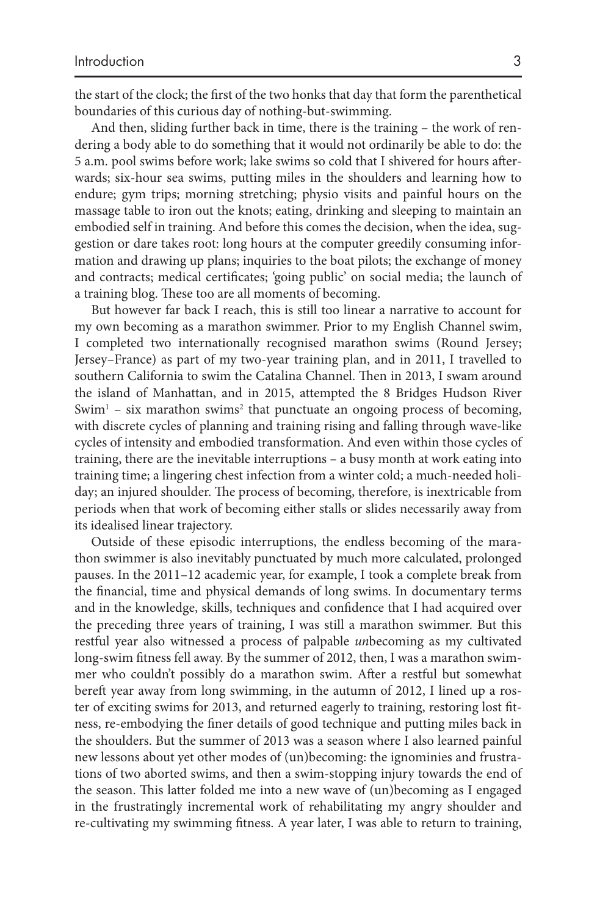the start of the clock; the first of the two honks that day that form the parenthetical boundaries of this curious day of nothing-but-swimming.

And then, sliding further back in time, there is the training – the work of rendering a body able to do something that it would not ordinarily be able to do: the 5 a.m. pool swims before work; lake swims so cold that I shivered for hours afterwards; six-hour sea swims, putting miles in the shoulders and learning how to endure; gym trips; morning stretching; physio visits and painful hours on the massage table to iron out the knots; eating, drinking and sleeping to maintain an embodied self in training. And before this comes the decision, when the idea, suggestion or dare takes root: long hours at the computer greedily consuming information and drawing up plans; inquiries to the boat pilots; the exchange of money and contracts; medical certificates; 'going public' on social media; the launch of a training blog. These too are all moments of becoming.

But however far back I reach, this is still too linear a narrative to account for my own becoming as a marathon swimmer. Prior to my English Channel swim, I completed two internationally recognised marathon swims (Round Jersey; Jersey–France) as part of my two-year training plan, and in 2011, I travelled to southern California to swim the Catalina Channel. Then in 2013, I swam around the island of Manhattan, and in 2015, attempted the 8 Bridges Hudson River Swim[1] – six marathon swims[2] that punctuate an ongoing process of becoming, with discrete cycles of planning and training rising and falling through wave-like cycles of intensity and embodied transformation. And even within those cycles of training, there are the inevitable interruptions – a busy month at work eating into training time; a lingering chest infection from a winter cold; a much-needed holiday; an injured shoulder. The process of becoming, therefore, is inextricable from periods when that work of becoming either stalls or slides necessarily away from its idealised linear trajectory.

Outside of these episodic interruptions, the endless becoming of the marathon swimmer is also inevitably punctuated by much more calculated, prolonged pauses. In the 2011–12 academic year, for example, I took a complete break from the financial, time and physical demands of long swims. In documentary terms and in the knowledge, skills, techniques and confidence that I had acquired over the preceding three years of training, I was still a marathon swimmer. But this restful year also witnessed a process of palpable *un*becoming as my cultivated long-swim fitness fell away. By the summer of 2012, then, I was a marathon swimmer who couldn't possibly do a marathon swim. After a restful but somewhat bereft year away from long swimming, in the autumn of 2012, I lined up a roster of exciting swims for 2013, and returned eagerly to training, restoring lost fitness, re-embodying the finer details of good technique and putting miles back in the shoulders. But the summer of 2013 was a season where I also learned painful new lessons about yet other modes of (un)becoming: the ignominies and frustrations of two aborted swims, and then a swim-stopping injury towards the end of the season. This latter folded me into a new wave of (un)becoming as I engaged in the frustratingly incremental work of rehabilitating my angry shoulder and re-cultivating my swimming fitness. A year later, I was able to return to training,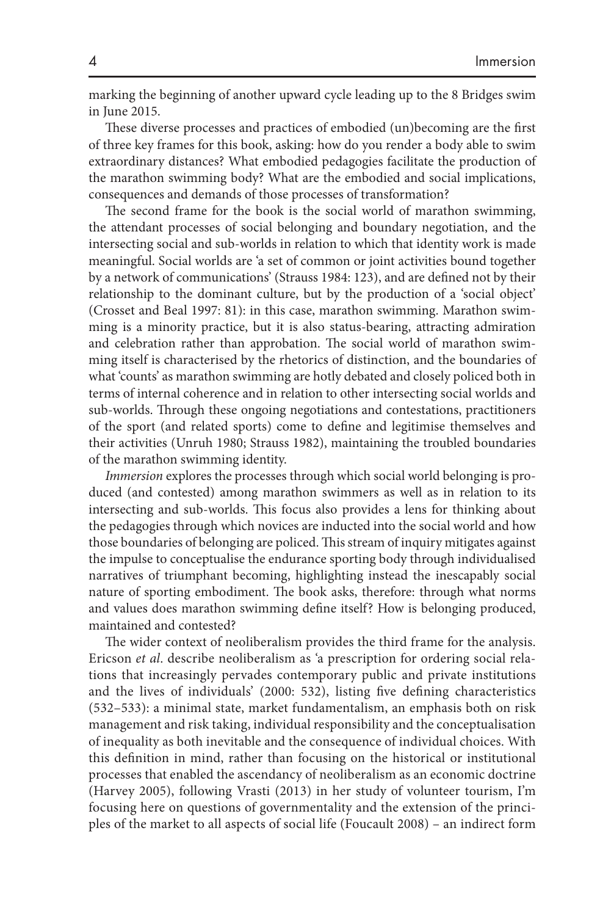marking the beginning of another upward cycle leading up to the 8 Bridges swim in June 2015.

These diverse processes and practices of embodied (un)becoming are the first of three key frames for this book, asking: how do you render a body able to swim extraordinary distances? What embodied pedagogies facilitate the production of the marathon swimming body? What are the embodied and social implications, consequences and demands of those processes of transformation?

The second frame for the book is the social world of marathon swimming, the attendant processes of social belonging and boundary negotiation, and the intersecting social and sub-worlds in relation to which that identity work is made meaningful. Social worlds are 'a set of common or joint activities bound together by a network of communications' (Strauss 1984: 123), and are defined not by their relationship to the dominant culture, but by the production of a 'social object' (Crosset and Beal 1997: 81): in this case, marathon swimming. Marathon swimming is a minority practice, but it is also status-bearing, attracting admiration and celebration rather than approbation. The social world of marathon swimming itself is characterised by the rhetorics of distinction, and the boundaries of what 'counts' as marathon swimming are hotly debated and closely policed both in terms of internal coherence and in relation to other intersecting social worlds and sub-worlds. Through these ongoing negotiations and contestations, practitioners of the sport (and related sports) come to define and legitimise themselves and their activities (Unruh 1980; Strauss 1982), maintaining the troubled boundaries of the marathon swimming identity.

*Immersion* explores the processes through which social world belonging is produced (and contested) among marathon swimmers as well as in relation to its intersecting and sub-worlds. This focus also provides a lens for thinking about the pedagogies through which novices are inducted into the social world and how those boundaries of belonging are policed. This stream of inquiry mitigates against the impulse to conceptualise the endurance sporting body through individualised narratives of triumphant becoming, highlighting instead the inescapably social nature of sporting embodiment. The book asks, therefore: through what norms and values does marathon swimming define itself? How is belonging produced, maintained and contested?

The wider context of neoliberalism provides the third frame for the analysis. Ericson *et al*. describe neoliberalism as 'a prescription for ordering social relations that increasingly pervades contemporary public and private institutions and the lives of individuals' (2000: 532), listing five defining characteristics (532–533): a minimal state, market fundamentalism, an emphasis both on risk management and risk taking, individual responsibility and the conceptualisation of inequality as both inevitable and the consequence of individual choices. With this definition in mind, rather than focusing on the historical or institutional processes that enabled the ascendancy of neoliberalism as an economic doctrine (Harvey 2005), following Vrasti (2013) in her study of volunteer tourism, I'm focusing here on questions of governmentality and the extension of the principles of the market to all aspects of social life (Foucault 2008) – an indirect form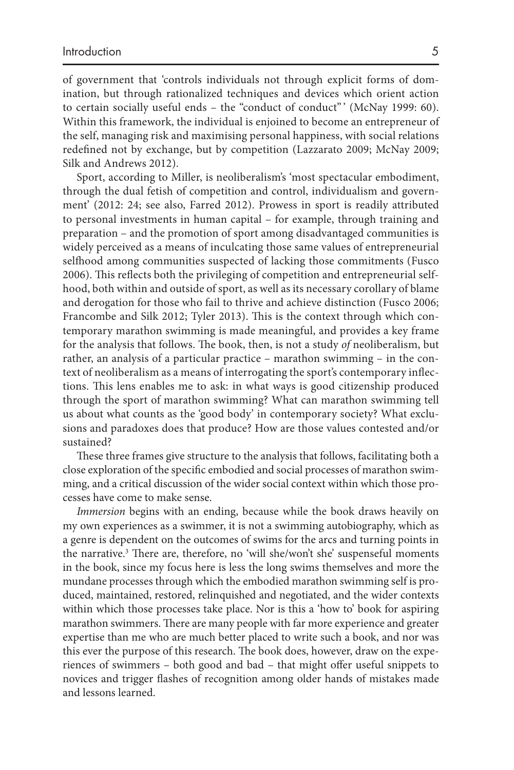of government that 'controls individuals not through explicit forms of domination, but through rationalized techniques and devices which orient action to certain socially useful ends – the "conduct of conduct"' (McNay 1999: 60). Within this framework, the individual is enjoined to become an entrepreneur of the self, managing risk and maximising personal happiness, with social relations redefined not by exchange, but by competition (Lazzarato 2009; McNay 2009; Silk and Andrews 2012).

Sport, according to Miller, is neoliberalism's 'most spectacular embodiment, through the dual fetish of competition and control, individualism and government' (2012: 24; see also, Farred 2012). Prowess in sport is readily attributed to personal investments in human capital – for example, through training and preparation – and the promotion of sport among disadvantaged communities is widely perceived as a means of inculcating those same values of entrepreneurial selfhood among communities suspected of lacking those commitments (Fusco 2006). This reflects both the privileging of competition and entrepreneurial selfhood, both within and outside of sport, as well as its necessary corollary of blame and derogation for those who fail to thrive and achieve distinction (Fusco 2006; Francombe and Silk 2012; Tyler 2013). This is the context through which contemporary marathon swimming is made meaningful, and provides a key frame for the analysis that follows. The book, then, is not a study *of* neoliberalism, but rather, an analysis of a particular practice – marathon swimming – in the context of neoliberalism as a means of interrogating the sport's contemporary inflections. This lens enables me to ask: in what ways is good citizenship produced through the sport of marathon swimming? What can marathon swimming tell us about what counts as the 'good body' in contemporary society? What exclusions and paradoxes does that produce? How are those values contested and/or sustained?

These three frames give structure to the analysis that follows, facilitating both a close exploration of the specific embodied and social processes of marathon swimming, and a critical discussion of the wider social context within which those processes have come to make sense.

*Immersion* begins with an ending, because while the book draws heavily on my own experiences as a swimmer, it is not a swimming autobiography, which as a genre is dependent on the outcomes of swims for the arcs and turning points in the narrative.[3] There are, therefore, no 'will she/won't she' suspenseful moments in the book, since my focus here is less the long swims themselves and more the mundane processes through which the embodied marathon swimming self is produced, maintained, restored, relinquished and negotiated, and the wider contexts within which those processes take place. Nor is this a 'how to' book for aspiring marathon swimmers. There are many people with far more experience and greater expertise than me who are much better placed to write such a book, and nor was this ever the purpose of this research. The book does, however, draw on the experiences of swimmers – both good and bad – that might offer useful snippets to novices and trigger flashes of recognition among older hands of mistakes made and lessons learned.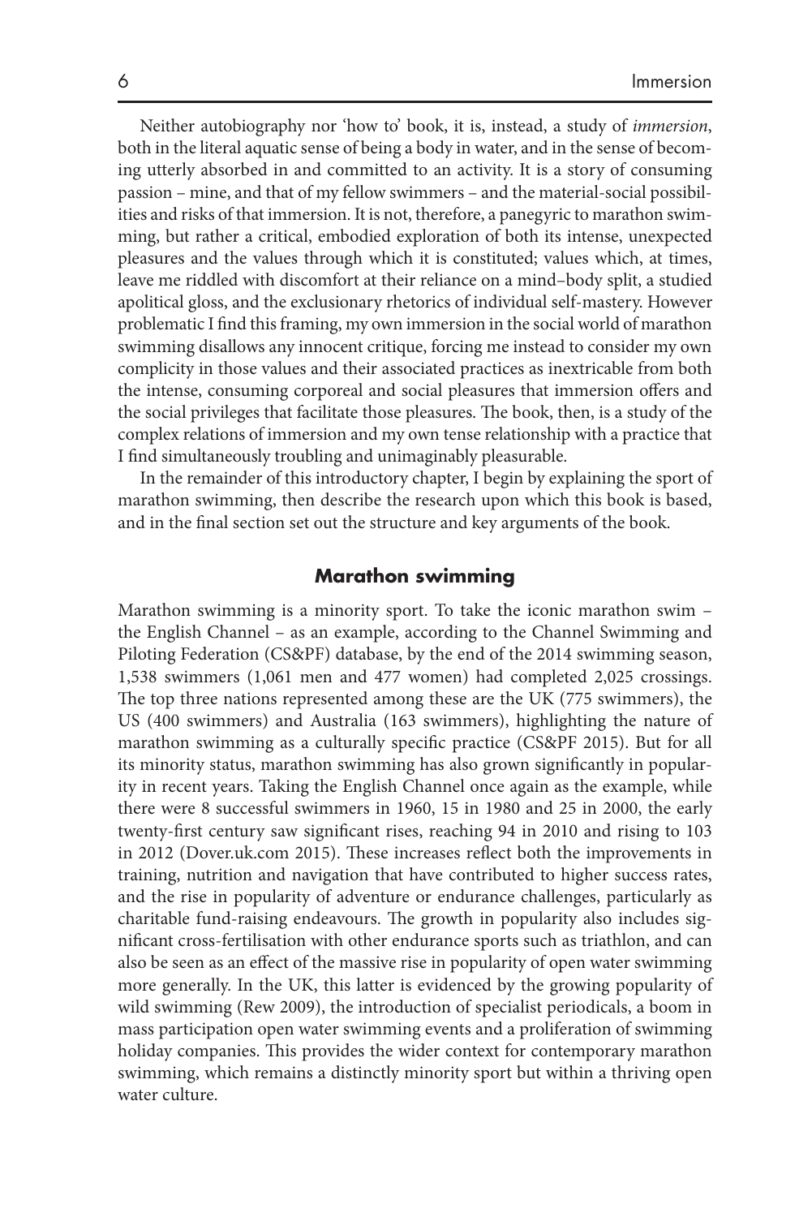Neither autobiography nor 'how to' book, it is, instead, a study of *immersion*, both in the literal aquatic sense of being a body in water, and in the sense of becoming utterly absorbed in and committed to an activity. It is a story of consuming passion – mine, and that of my fellow swimmers – and the material-social possibilities and risks of that immersion. It is not, therefore, a panegyric to marathon swimming, but rather a critical, embodied exploration of both its intense, unexpected pleasures and the values through which it is constituted; values which, at times, leave me riddled with discomfort at their reliance on a mind–body split, a studied apolitical gloss, and the exclusionary rhetorics of individual self-mastery. However problematic I find this framing, my own immersion in the social world of marathon swimming disallows any innocent critique, forcing me instead to consider my own complicity in those values and their associated practices as inextricable from both the intense, consuming corporeal and social pleasures that immersion offers and the social privileges that facilitate those pleasures. The book, then, is a study of the complex relations of immersion and my own tense relationship with a practice that I find simultaneously troubling and unimaginably pleasurable.

In the remainder of this introductory chapter, I begin by explaining the sport of marathon swimming, then describe the research upon which this book is based, and in the final section set out the structure and key arguments of the book.

## Marathon swimming

Marathon swimming is a minority sport. To take the iconic marathon swim – the English Channel – as an example, according to the Channel Swimming and Piloting Federation (CS&PF) database, by the end of the 2014 swimming season, 1,538 swimmers (1,061 men and 477 women) had completed 2,025 crossings. The top three nations represented among these are the UK (775 swimmers), the US (400 swimmers) and Australia (163 swimmers), highlighting the nature of marathon swimming as a culturally specific practice (CS&PF 2015). But for all its minority status, marathon swimming has also grown significantly in popularity in recent years. Taking the English Channel once again as the example, while there were 8 successful swimmers in 1960, 15 in 1980 and 25 in 2000, the early twenty-first century saw significant rises, reaching 94 in 2010 and rising to 103 in 2012 (Dover.uk.com 2015). These increases reflect both the improvements in training, nutrition and navigation that have contributed to higher success rates, and the rise in popularity of adventure or endurance challenges, particularly as charitable fund-raising endeavours. The growth in popularity also includes significant cross-fertilisation with other endurance sports such as triathlon, and can also be seen as an effect of the massive rise in popularity of open water swimming more generally. In the UK, this latter is evidenced by the growing popularity of wild swimming (Rew 2009), the introduction of specialist periodicals, a boom in mass participation open water swimming events and a proliferation of swimming holiday companies. This provides the wider context for contemporary marathon swimming, which remains a distinctly minority sport but within a thriving open water culture.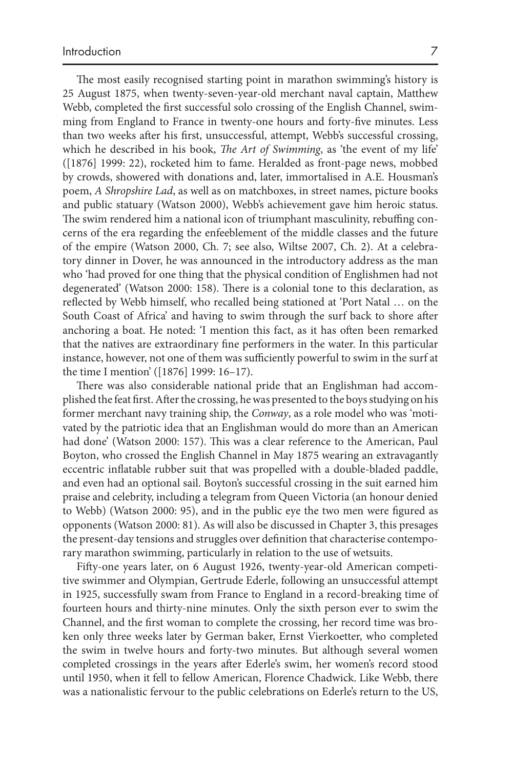The most easily recognised starting point in marathon swimming's history is 25 August 1875, when twenty-seven-year-old merchant naval captain, Matthew Webb, completed the first successful solo crossing of the English Channel, swimming from England to France in twenty-one hours and forty-five minutes. Less than two weeks after his first, unsuccessful, attempt, Webb's successful crossing, which he described in his book, *The Art of Swimming*, as 'the event of my life' ([1876] 1999: 22), rocketed him to fame. Heralded as front-page news, mobbed by crowds, showered with donations and, later, immortalised in A.E. Housman's poem, *A Shropshire Lad*, as well as on matchboxes, in street names, picture books and public statuary (Watson 2000), Webb's achievement gave him heroic status. The swim rendered him a national icon of triumphant masculinity, rebuffing concerns of the era regarding the enfeeblement of the middle classes and the future of the empire (Watson 2000, Ch. 7; see also, Wiltse 2007, Ch. 2). At a celebratory dinner in Dover, he was announced in the introductory address as the man who 'had proved for one thing that the physical condition of Englishmen had not degenerated' (Watson 2000: 158). There is a colonial tone to this declaration, as reflected by Webb himself, who recalled being stationed at 'Port Natal … on the South Coast of Africa' and having to swim through the surf back to shore after anchoring a boat. He noted: 'I mention this fact, as it has often been remarked that the natives are extraordinary fine performers in the water. In this particular instance, however, not one of them was sufficiently powerful to swim in the surf at the time I mention' ([1876] 1999: 16–17).

There was also considerable national pride that an Englishman had accomplished the feat first. After the crossing, he was presented to the boys studying on his former merchant navy training ship, the *Conway*, as a role model who was 'motivated by the patriotic idea that an Englishman would do more than an American had done' (Watson 2000: 157). This was a clear reference to the American, Paul Boyton, who crossed the English Channel in May 1875 wearing an extravagantly eccentric inflatable rubber suit that was propelled with a double-bladed paddle, and even had an optional sail. Boyton's successful crossing in the suit earned him praise and celebrity, including a telegram from Queen Victoria (an honour denied to Webb) (Watson 2000: 95), and in the public eye the two men were figured as opponents (Watson 2000: 81). As will also be discussed in Chapter 3, this presages the present-day tensions and struggles over definition that characterise contemporary marathon swimming, particularly in relation to the use of wetsuits.

Fifty-one years later, on 6 August 1926, twenty-year-old American competitive swimmer and Olympian, Gertrude Ederle, following an unsuccessful attempt in 1925, successfully swam from France to England in a record-breaking time of fourteen hours and thirty-nine minutes. Only the sixth person ever to swim the Channel, and the first woman to complete the crossing, her record time was broken only three weeks later by German baker, Ernst Vierkoetter, who completed the swim in twelve hours and forty-two minutes. But although several women completed crossings in the years after Ederle's swim, her women's record stood until 1950, when it fell to fellow American, Florence Chadwick. Like Webb, there was a nationalistic fervour to the public celebrations on Ederle's return to the US,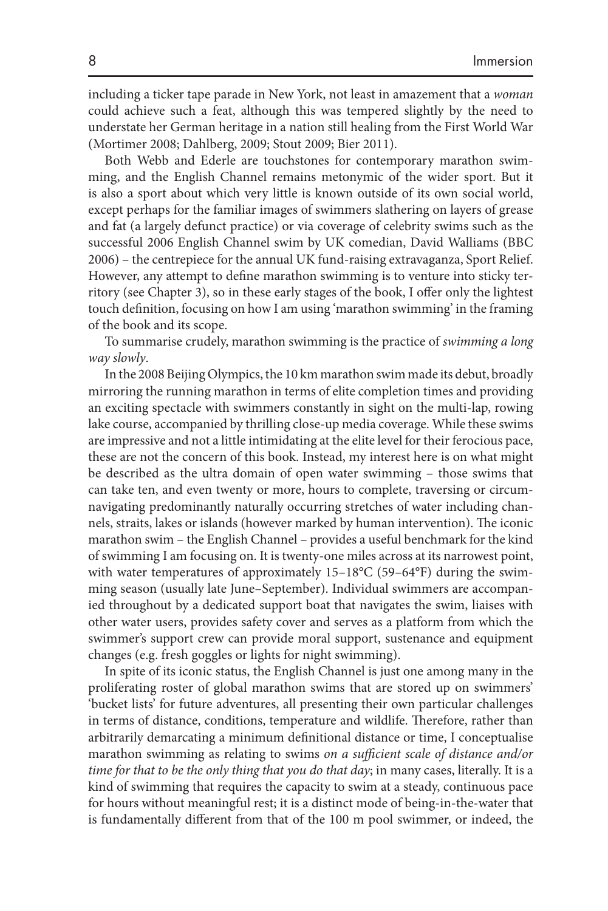including a ticker tape parade in New York, not least in amazement that a *woman* could achieve such a feat, although this was tempered slightly by the need to understate her German heritage in a nation still healing from the First World War (Mortimer 2008; Dahlberg, 2009; Stout 2009; Bier 2011).

Both Webb and Ederle are touchstones for contemporary marathon swimming, and the English Channel remains metonymic of the wider sport. But it is also a sport about which very little is known outside of its own social world, except perhaps for the familiar images of swimmers slathering on layers of grease and fat (a largely defunct practice) or via coverage of celebrity swims such as the successful 2006 English Channel swim by UK comedian, David Walliams (BBC 2006) – the centrepiece for the annual UK fund-raising extravaganza, Sport Relief. However, any attempt to define marathon swimming is to venture into sticky territory (see Chapter 3), so in these early stages of the book, I offer only the lightest touch definition, focusing on how I am using 'marathon swimming' in the framing of the book and its scope.

To summarise crudely, marathon swimming is the practice of *swimming a long way slowly*.

In the 2008 Beijing Olympics, the 10 km marathon swim made its debut, broadly mirroring the running marathon in terms of elite completion times and providing an exciting spectacle with swimmers constantly in sight on the multi-lap, rowing lake course, accompanied by thrilling close-up media coverage. While these swims are impressive and not a little intimidating at the elite level for their ferocious pace, these are not the concern of this book. Instead, my interest here is on what might be described as the ultra domain of open water swimming – those swims that can take ten, and even twenty or more, hours to complete, traversing or circumnavigating predominantly naturally occurring stretches of water including channels, straits, lakes or islands (however marked by human intervention). The iconic marathon swim – the English Channel – provides a useful benchmark for the kind of swimming I am focusing on. It is twenty-one miles across at its narrowest point, with water temperatures of approximately 15–18°C (59–64°F) during the swimming season (usually late June–September). Individual swimmers are accompanied throughout by a dedicated support boat that navigates the swim, liaises with other water users, provides safety cover and serves as a platform from which the swimmer's support crew can provide moral support, sustenance and equipment changes (e.g. fresh goggles or lights for night swimming).

In spite of its iconic status, the English Channel is just one among many in the proliferating roster of global marathon swims that are stored up on swimmers' 'bucket lists' for future adventures, all presenting their own particular challenges in terms of distance, conditions, temperature and wildlife. Therefore, rather than arbitrarily demarcating a minimum definitional distance or time, I conceptualise marathon swimming as relating to swims *on a sufficient scale of distance and/or time for that to be the only thing that you do that day*; in many cases, literally. It is a kind of swimming that requires the capacity to swim at a steady, continuous pace for hours without meaningful rest; it is a distinct mode of being-in-the-water that is fundamentally different from that of the 100 m pool swimmer, or indeed, the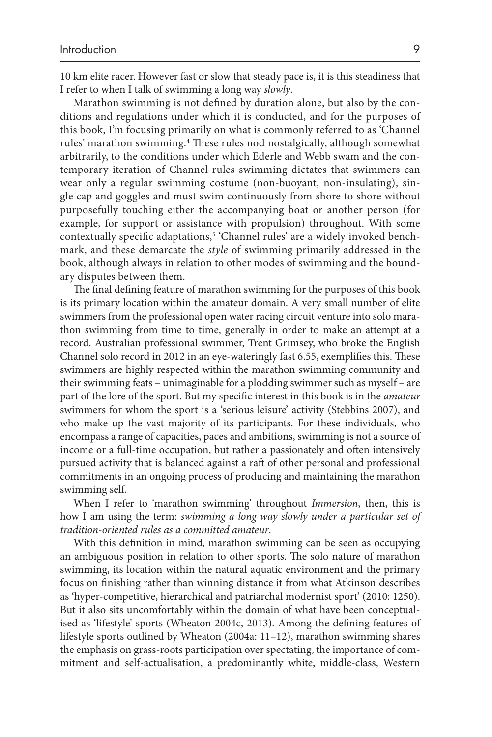10 km elite racer. However fast or slow that steady pace is, it is this steadiness that I refer to when I talk of swimming a long way *slowly*.

Marathon swimming is not defined by duration alone, but also by the conditions and regulations under which it is conducted, and for the purposes of this book, I'm focusing primarily on what is commonly referred to as 'Channel rules' marathon swimming.[4] These rules nod nostalgically, although somewhat arbitrarily, to the conditions under which Ederle and Webb swam and the contemporary iteration of Channel rules swimming dictates that swimmers can wear only a regular swimming costume (non-buoyant, non-insulating), single cap and goggles and must swim continuously from shore to shore without purposefully touching either the accompanying boat or another person (for example, for support or assistance with propulsion) throughout. With some contextually specific adaptations,[5] 'Channel rules' are a widely invoked benchmark, and these demarcate the *style* of swimming primarily addressed in the book, although always in relation to other modes of swimming and the boundary disputes between them.

The final defining feature of marathon swimming for the purposes of this book is its primary location within the amateur domain. A very small number of elite swimmers from the professional open water racing circuit venture into solo marathon swimming from time to time, generally in order to make an attempt at a record. Australian professional swimmer, Trent Grimsey, who broke the English Channel solo record in 2012 in an eye-wateringly fast 6.55, exemplifies this. These swimmers are highly respected within the marathon swimming community and their swimming feats – unimaginable for a plodding swimmer such as myself – are part of the lore of the sport. But my specific interest in this book is in the *amateur* swimmers for whom the sport is a 'serious leisure' activity (Stebbins 2007), and who make up the vast majority of its participants. For these individuals, who encompass a range of capacities, paces and ambitions, swimming is not a source of income or a full-time occupation, but rather a passionately and often intensively pursued activity that is balanced against a raft of other personal and professional commitments in an ongoing process of producing and maintaining the marathon swimming self.

When I refer to 'marathon swimming' throughout *Immersion*, then, this is how I am using the term: *swimming a long way slowly under a particular set of tradition-oriented rules as a committed amateur*.

With this definition in mind, marathon swimming can be seen as occupying an ambiguous position in relation to other sports. The solo nature of marathon swimming, its location within the natural aquatic environment and the primary focus on finishing rather than winning distance it from what Atkinson describes as 'hyper-competitive, hierarchical and patriarchal modernist sport' (2010: 1250). But it also sits uncomfortably within the domain of what have been conceptualised as 'lifestyle' sports (Wheaton 2004c, 2013). Among the defining features of lifestyle sports outlined by Wheaton (2004a: 11–12), marathon swimming shares the emphasis on grass-roots participation over spectating, the importance of commitment and self-actualisation, a predominantly white, middle-class, Western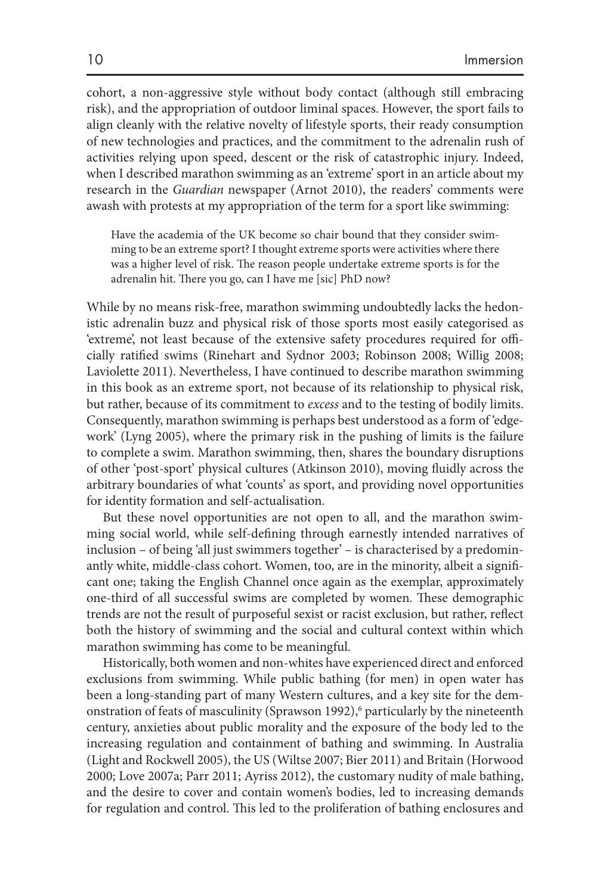cohort, a non-aggressive style without body contact (although still embracing risk), and the appropriation of outdoor liminal spaces. However, the sport fails to align cleanly with the relative novelty of lifestyle sports, their ready consumption of new technologies and practices, and the commitment to the adrenalin rush of activities relying upon speed, descent or the risk of catastrophic injury. Indeed, when I described marathon swimming as an 'extreme' sport in an article about my research in the *Guardian* newspaper (Arnot 2010), the readers' comments were awash with protests at my appropriation of the term for a sport like swimming:

> Have the academia of the UK become so chair bound that they consider swimming to be an extreme sport? I thought extreme sports were activities where there was a higher level of risk. The reason people undertake extreme sports is for the adrenalin hit. There you go, can I have me [sic] PhD now?

While by no means risk-free, marathon swimming undoubtedly lacks the hedonistic adrenalin buzz and physical risk of those sports most easily categorised as 'extreme', not least because of the extensive safety procedures required for officially ratified swims (Rinehart and Sydnor 2003; Robinson 2008; Willig 2008; Laviolette 2011). Nevertheless, I have continued to describe marathon swimming in this book as an extreme sport, not because of its relationship to physical risk, but rather, because of its commitment to *excess* and to the testing of bodily limits. Consequently, marathon swimming is perhaps best understood as a form of 'edgework' (Lyng 2005), where the primary risk in the pushing of limits is the failure to complete a swim. Marathon swimming, then, shares the boundary disruptions of other 'post-sport' physical cultures (Atkinson 2010), moving fluidly across the arbitrary boundaries of what 'counts' as sport, and providing novel opportunities for identity formation and self-actualisation.

But these novel opportunities are not open to all, and the marathon swimming social world, while self-defining through earnestly intended narratives of inclusion – of being 'all just swimmers together' – is characterised by a predominantly white, middle-class cohort. Women, too, are in the minority, albeit a significant one; taking the English Channel once again as the exemplar, approximately one-third of all successful swims are completed by women. These demographic trends are not the result of purposeful sexist or racist exclusion, but rather, reflect both the history of swimming and the social and cultural context within which marathon swimming has come to be meaningful.

Historically, both women and non-whites have experienced direct and enforced exclusions from swimming. While public bathing (for men) in open water has been a long-standing part of many Western cultures, and a key site for the demonstration of feats of masculinity (Sprawson 1992),[6] particularly by the nineteenth century, anxieties about public morality and the exposure of the body led to the increasing regulation and containment of bathing and swimming. In Australia (Light and Rockwell 2005), the US (Wiltse 2007; Bier 2011) and Britain (Horwood 2000; Love 2007a; Parr 2011; Ayriss 2012), the customary nudity of male bathing, and the desire to cover and contain women's bodies, led to increasing demands for regulation and control. This led to the proliferation of bathing enclosures and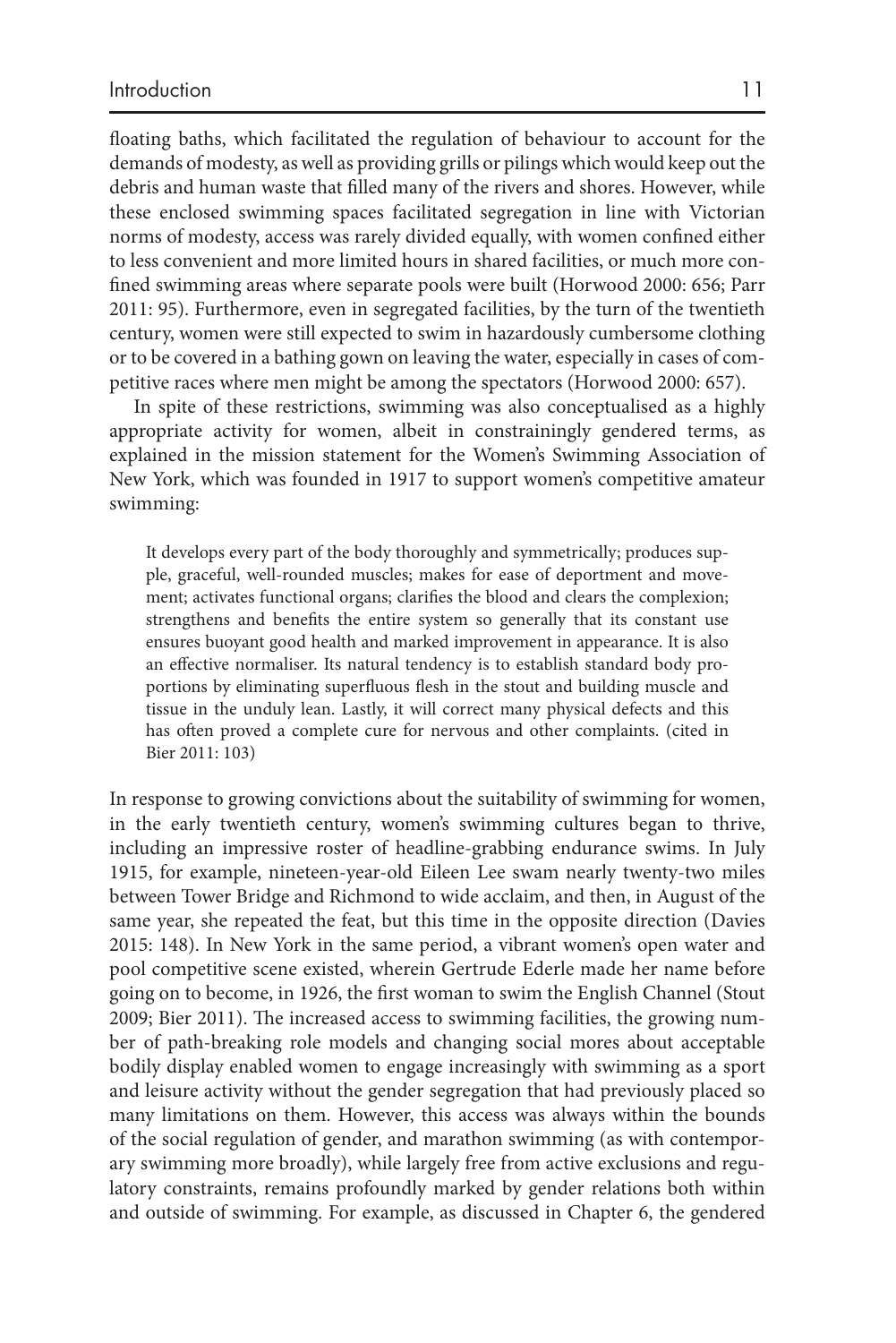floating baths, which facilitated the regulation of behaviour to account for the demands of modesty, as well as providing grills or pilings which would keep out the debris and human waste that filled many of the rivers and shores. However, while these enclosed swimming spaces facilitated segregation in line with Victorian norms of modesty, access was rarely divided equally, with women confined either to less convenient and more limited hours in shared facilities, or much more confined swimming areas where separate pools were built (Horwood 2000: 656; Parr 2011: 95). Furthermore, even in segregated facilities, by the turn of the twentieth century, women were still expected to swim in hazardously cumbersome clothing or to be covered in a bathing gown on leaving the water, especially in cases of competitive races where men might be among the spectators (Horwood 2000: 657).

In spite of these restrictions, swimming was also conceptualised as a highly appropriate activity for women, albeit in constrainingly gendered terms, as explained in the mission statement for the Women's Swimming Association of New York, which was founded in 1917 to support women's competitive amateur swimming:

> It develops every part of the body thoroughly and symmetrically; produces supple, graceful, well-rounded muscles; makes for ease of deportment and movement; activates functional organs; clarifies the blood and clears the complexion; strengthens and benefits the entire system so generally that its constant use ensures buoyant good health and marked improvement in appearance. It is also an effective normaliser. Its natural tendency is to establish standard body proportions by eliminating superfluous flesh in the stout and building muscle and tissue in the unduly lean. Lastly, it will correct many physical defects and this has often proved a complete cure for nervous and other complaints. (cited in Bier 2011: 103)

In response to growing convictions about the suitability of swimming for women, in the early twentieth century, women's swimming cultures began to thrive, including an impressive roster of headline-grabbing endurance swims. In July 1915, for example, nineteen-year-old Eileen Lee swam nearly twenty-two miles between Tower Bridge and Richmond to wide acclaim, and then, in August of the same year, she repeated the feat, but this time in the opposite direction (Davies 2015: 148). In New York in the same period, a vibrant women's open water and pool competitive scene existed, wherein Gertrude Ederle made her name before going on to become, in 1926, the first woman to swim the English Channel (Stout 2009; Bier 2011). The increased access to swimming facilities, the growing number of path-breaking role models and changing social mores about acceptable bodily display enabled women to engage increasingly with swimming as a sport and leisure activity without the gender segregation that had previously placed so many limitations on them. However, this access was always within the bounds of the social regulation of gender, and marathon swimming (as with contemporary swimming more broadly), while largely free from active exclusions and regulatory constraints, remains profoundly marked by gender relations both within and outside of swimming. For example, as discussed in Chapter 6, the gendered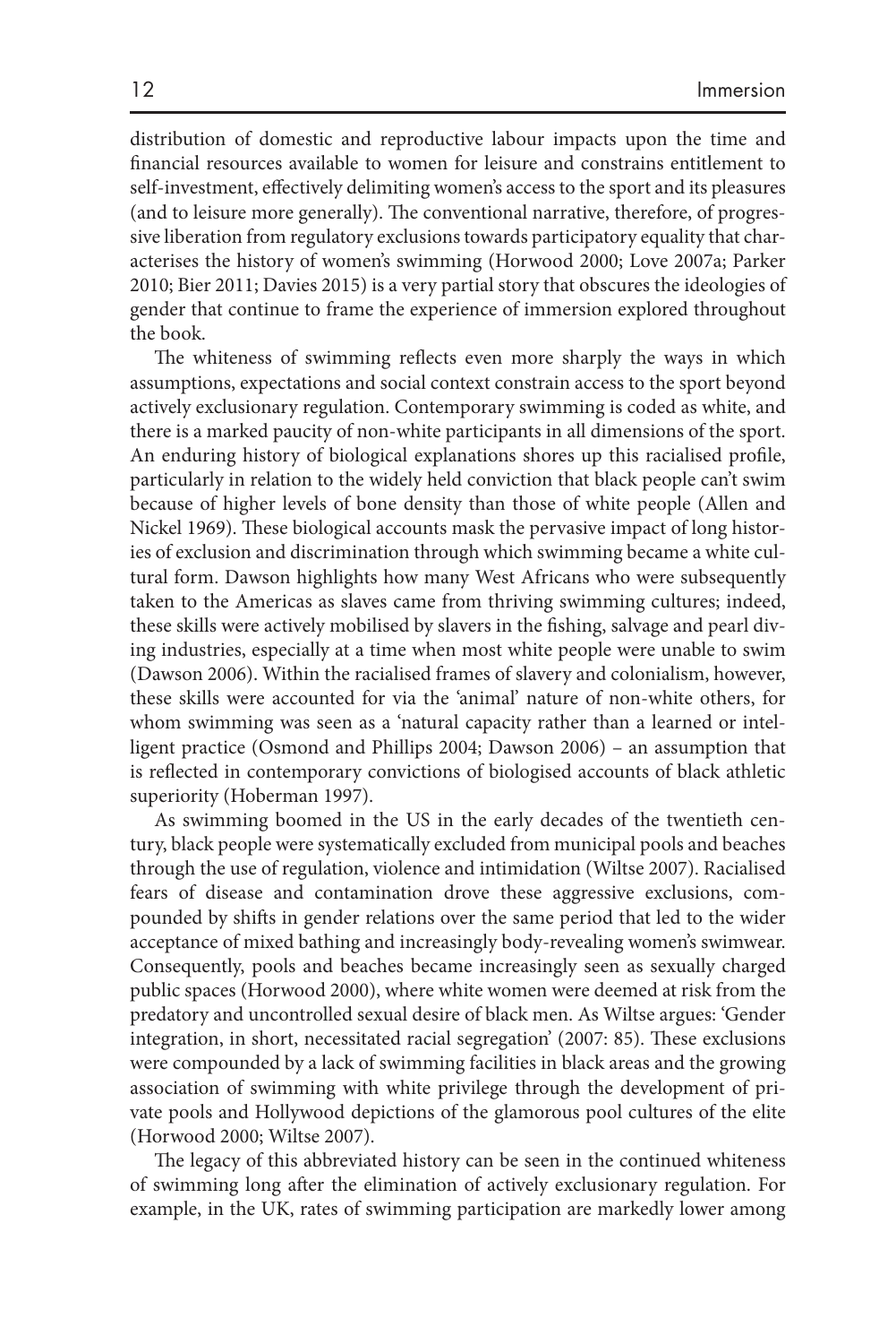distribution of domestic and reproductive labour impacts upon the time and financial resources available to women for leisure and constrains entitlement to self-investment, effectively delimiting women's access to the sport and its pleasures (and to leisure more generally). The conventional narrative, therefore, of progressive liberation from regulatory exclusions towards participatory equality that characterises the history of women's swimming (Horwood 2000; Love 2007a; Parker 2010; Bier 2011; Davies 2015) is a very partial story that obscures the ideologies of gender that continue to frame the experience of immersion explored throughout the book.

The whiteness of swimming reflects even more sharply the ways in which assumptions, expectations and social context constrain access to the sport beyond actively exclusionary regulation. Contemporary swimming is coded as white, and there is a marked paucity of non-white participants in all dimensions of the sport. An enduring history of biological explanations shores up this racialised profile, particularly in relation to the widely held conviction that black people can't swim because of higher levels of bone density than those of white people (Allen and Nickel 1969). These biological accounts mask the pervasive impact of long histories of exclusion and discrimination through which swimming became a white cultural form. Dawson highlights how many West Africans who were subsequently taken to the Americas as slaves came from thriving swimming cultures; indeed, these skills were actively mobilised by slavers in the fishing, salvage and pearl diving industries, especially at a time when most white people were unable to swim (Dawson 2006). Within the racialised frames of slavery and colonialism, however, these skills were accounted for via the 'animal' nature of non-white others, for whom swimming was seen as a 'natural capacity rather than a learned or intelligent practice (Osmond and Phillips 2004; Dawson 2006) – an assumption that is reflected in contemporary convictions of biologised accounts of black athletic superiority (Hoberman 1997).

As swimming boomed in the US in the early decades of the twentieth century, black people were systematically excluded from municipal pools and beaches through the use of regulation, violence and intimidation (Wiltse 2007). Racialised fears of disease and contamination drove these aggressive exclusions, compounded by shifts in gender relations over the same period that led to the wider acceptance of mixed bathing and increasingly body-revealing women's swimwear. Consequently, pools and beaches became increasingly seen as sexually charged public spaces (Horwood 2000), where white women were deemed at risk from the predatory and uncontrolled sexual desire of black men. As Wiltse argues: 'Gender integration, in short, necessitated racial segregation' (2007: 85). These exclusions were compounded by a lack of swimming facilities in black areas and the growing association of swimming with white privilege through the development of private pools and Hollywood depictions of the glamorous pool cultures of the elite (Horwood 2000; Wiltse 2007).

The legacy of this abbreviated history can be seen in the continued whiteness of swimming long after the elimination of actively exclusionary regulation. For example, in the UK, rates of swimming participation are markedly lower among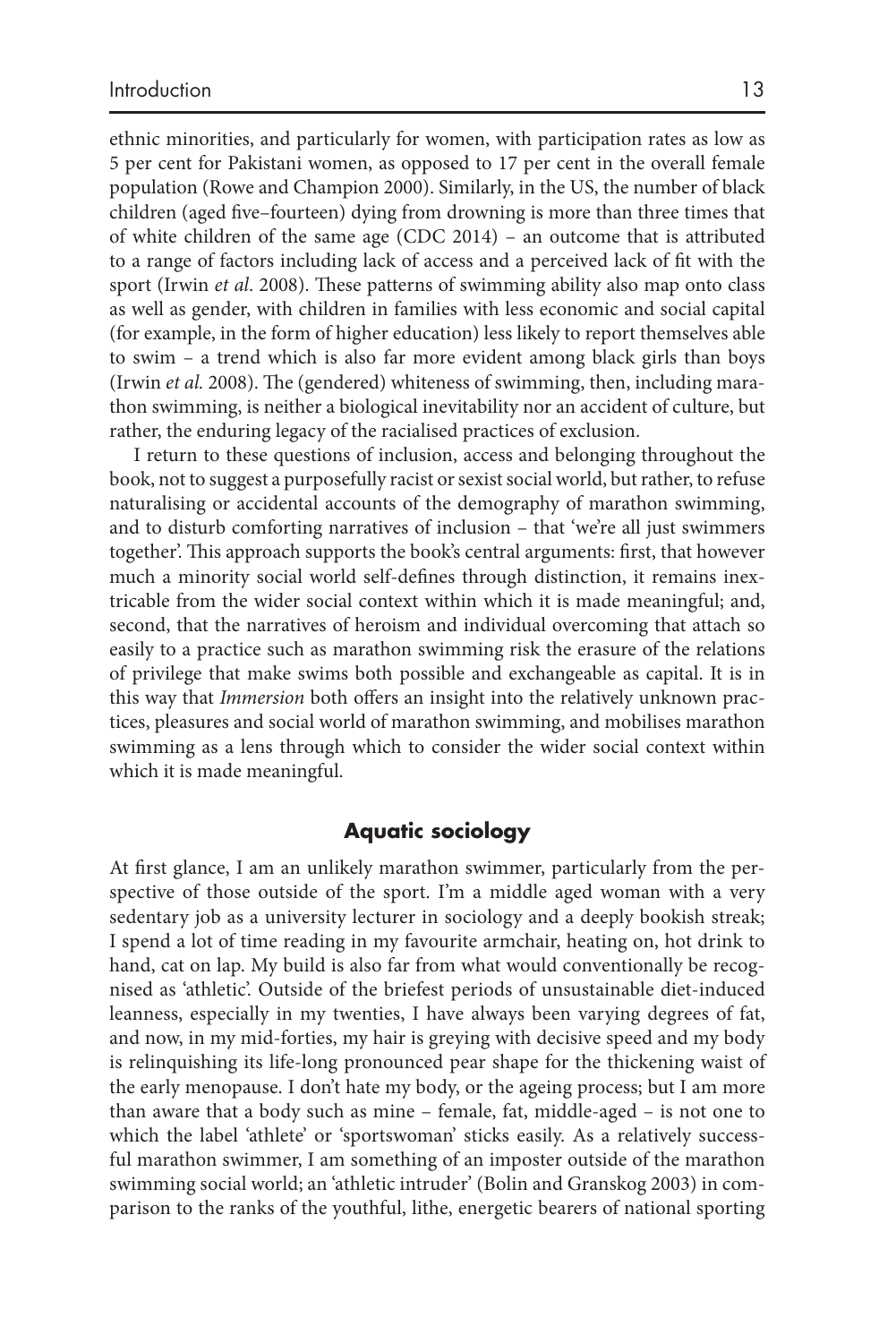ethnic minorities, and particularly for women, with participation rates as low as 5 per cent for Pakistani women, as opposed to 17 per cent in the overall female population (Rowe and Champion 2000). Similarly, in the US, the number of black children (aged five–fourteen) dying from drowning is more than three times that of white children of the same age (CDC 2014) – an outcome that is attributed to a range of factors including lack of access and a perceived lack of fit with the sport (Irwin *et al*. 2008). These patterns of swimming ability also map onto class as well as gender, with children in families with less economic and social capital (for example, in the form of higher education) less likely to report themselves able to swim – a trend which is also far more evident among black girls than boys (Irwin *et al.* 2008). The (gendered) whiteness of swimming, then, including marathon swimming, is neither a biological inevitability nor an accident of culture, but rather, the enduring legacy of the racialised practices of exclusion.

I return to these questions of inclusion, access and belonging throughout the book, not to suggest a purposefully racist or sexist social world, but rather, to refuse naturalising or accidental accounts of the demography of marathon swimming, and to disturb comforting narratives of inclusion – that 'we're all just swimmers together'. This approach supports the book's central arguments: first, that however much a minority social world self-defines through distinction, it remains inextricable from the wider social context within which it is made meaningful; and, second, that the narratives of heroism and individual overcoming that attach so easily to a practice such as marathon swimming risk the erasure of the relations of privilege that make swims both possible and exchangeable as capital. It is in this way that *Immersion* both offers an insight into the relatively unknown practices, pleasures and social world of marathon swimming, and mobilises marathon swimming as a lens through which to consider the wider social context within which it is made meaningful.

## Aquatic sociology

At first glance, I am an unlikely marathon swimmer, particularly from the perspective of those outside of the sport. I'm a middle aged woman with a very sedentary job as a university lecturer in sociology and a deeply bookish streak; I spend a lot of time reading in my favourite armchair, heating on, hot drink to hand, cat on lap. My build is also far from what would conventionally be recognised as 'athletic'. Outside of the briefest periods of unsustainable diet-induced leanness, especially in my twenties, I have always been varying degrees of fat, and now, in my mid-forties, my hair is greying with decisive speed and my body is relinquishing its life-long pronounced pear shape for the thickening waist of the early menopause. I don't hate my body, or the ageing process; but I am more than aware that a body such as mine – female, fat, middle-aged – is not one to which the label 'athlete' or 'sportswoman' sticks easily. As a relatively successful marathon swimmer, I am something of an imposter outside of the marathon swimming social world; an 'athletic intruder' (Bolin and Granskog 2003) in comparison to the ranks of the youthful, lithe, energetic bearers of national sporting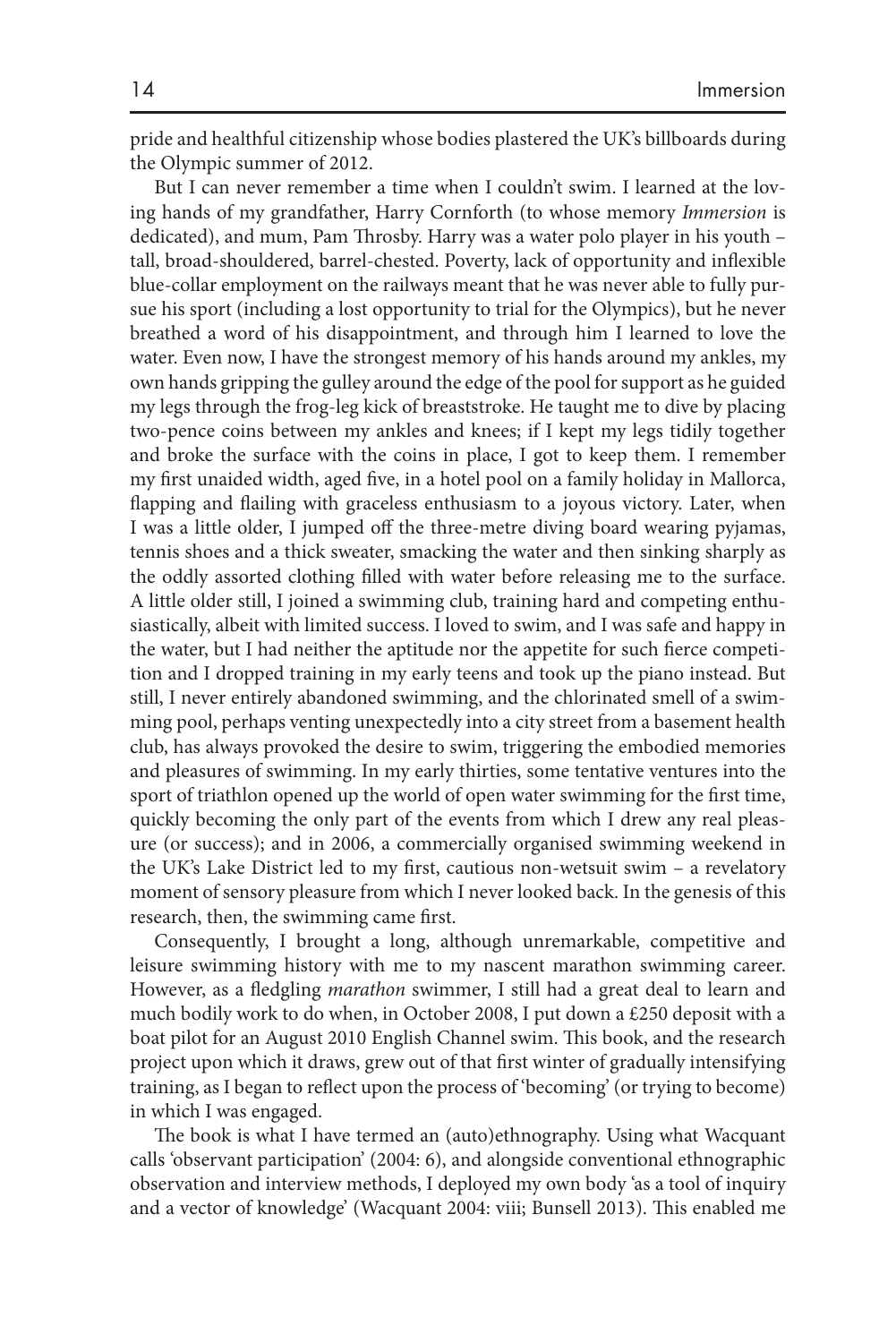pride and healthful citizenship whose bodies plastered the UK's billboards during the Olympic summer of 2012.

But I can never remember a time when I couldn't swim. I learned at the loving hands of my grandfather, Harry Cornforth (to whose memory *Immersion* is dedicated), and mum, Pam Throsby. Harry was a water polo player in his youth – tall, broad-shouldered, barrel-chested. Poverty, lack of opportunity and inflexible blue-collar employment on the railways meant that he was never able to fully pursue his sport (including a lost opportunity to trial for the Olympics), but he never breathed a word of his disappointment, and through him I learned to love the water. Even now, I have the strongest memory of his hands around my ankles, my own hands gripping the gulley around the edge of the pool for support as he guided my legs through the frog-leg kick of breaststroke. He taught me to dive by placing two-pence coins between my ankles and knees; if I kept my legs tidily together and broke the surface with the coins in place, I got to keep them. I remember my first unaided width, aged five, in a hotel pool on a family holiday in Mallorca, flapping and flailing with graceless enthusiasm to a joyous victory. Later, when I was a little older, I jumped off the three-metre diving board wearing pyjamas, tennis shoes and a thick sweater, smacking the water and then sinking sharply as the oddly assorted clothing filled with water before releasing me to the surface. A little older still, I joined a swimming club, training hard and competing enthusiastically, albeit with limited success. I loved to swim, and I was safe and happy in the water, but I had neither the aptitude nor the appetite for such fierce competition and I dropped training in my early teens and took up the piano instead. But still, I never entirely abandoned swimming, and the chlorinated smell of a swimming pool, perhaps venting unexpectedly into a city street from a basement health club, has always provoked the desire to swim, triggering the embodied memories and pleasures of swimming. In my early thirties, some tentative ventures into the sport of triathlon opened up the world of open water swimming for the first time, quickly becoming the only part of the events from which I drew any real pleasure (or success); and in 2006, a commercially organised swimming weekend in the UK's Lake District led to my first, cautious non-wetsuit swim – a revelatory moment of sensory pleasure from which I never looked back. In the genesis of this research, then, the swimming came first.

Consequently, I brought a long, although unremarkable, competitive and leisure swimming history with me to my nascent marathon swimming career. However, as a fledgling *marathon* swimmer, I still had a great deal to learn and much bodily work to do when, in October 2008, I put down a £250 deposit with a boat pilot for an August 2010 English Channel swim. This book, and the research project upon which it draws, grew out of that first winter of gradually intensifying training, as I began to reflect upon the process of 'becoming' (or trying to become) in which I was engaged.

The book is what I have termed an (auto)ethnography. Using what Wacquant calls 'observant participation' (2004: 6), and alongside conventional ethnographic observation and interview methods, I deployed my own body 'as a tool of inquiry and a vector of knowledge' (Wacquant 2004: viii; Bunsell 2013). This enabled me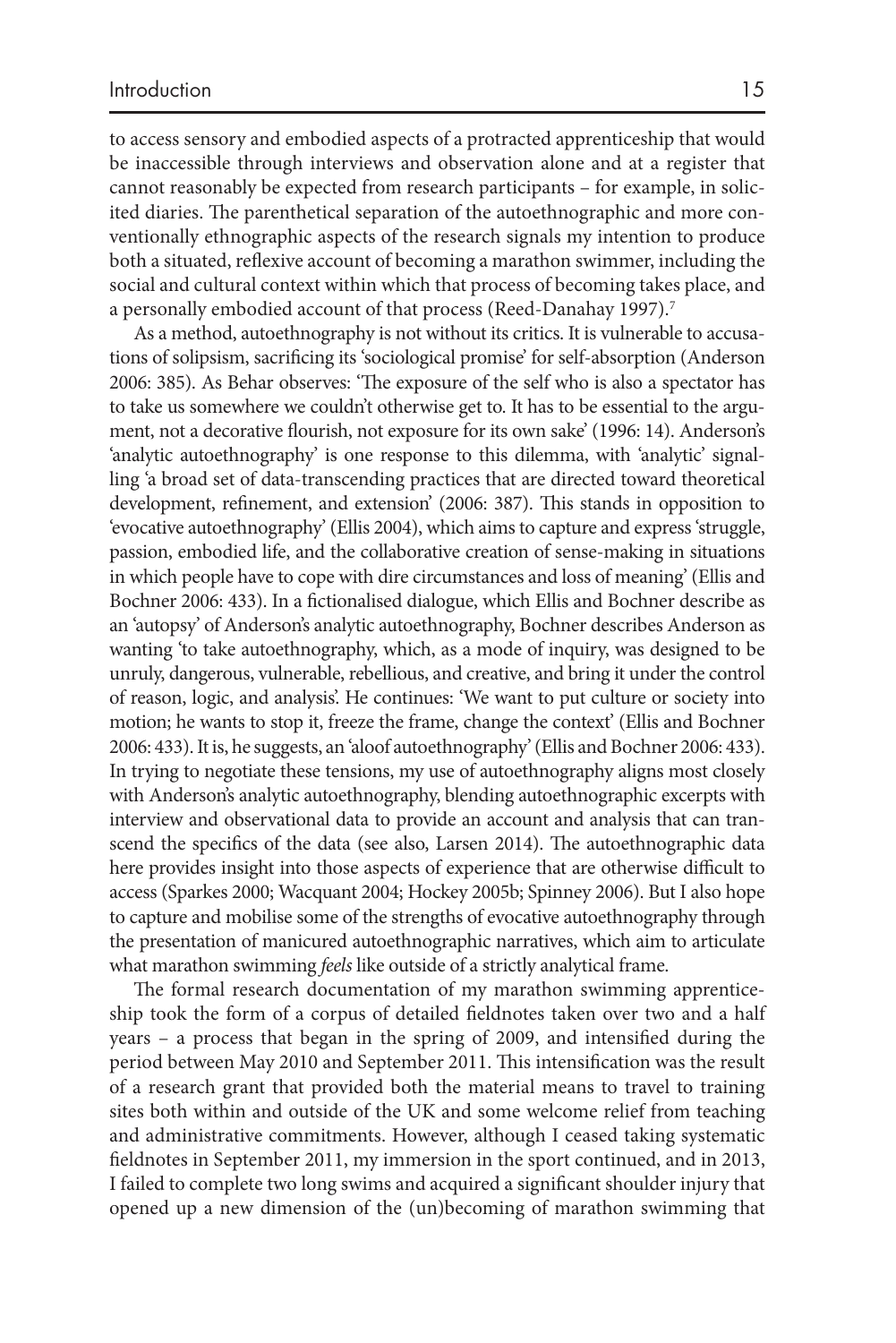to access sensory and embodied aspects of a protracted apprenticeship that would be inaccessible through interviews and observation alone and at a register that cannot reasonably be expected from research participants – for example, in solicited diaries. The parenthetical separation of the autoethnographic and more conventionally ethnographic aspects of the research signals my intention to produce both a situated, reflexive account of becoming a marathon swimmer, including the social and cultural context within which that process of becoming takes place, and a personally embodied account of that process (Reed-Danahay 1997).[7]

As a method, autoethnography is not without its critics. It is vulnerable to accusations of solipsism, sacrificing its 'sociological promise' for self-absorption (Anderson 2006: 385). As Behar observes: 'The exposure of the self who is also a spectator has to take us somewhere we couldn't otherwise get to. It has to be essential to the argument, not a decorative flourish, not exposure for its own sake' (1996: 14). Anderson's 'analytic autoethnography' is one response to this dilemma, with 'analytic' signalling 'a broad set of data-transcending practices that are directed toward theoretical development, refinement, and extension' (2006: 387). This stands in opposition to 'evocative autoethnography' (Ellis 2004), which aims to capture and express 'struggle, passion, embodied life, and the collaborative creation of sense-making in situations in which people have to cope with dire circumstances and loss of meaning' (Ellis and Bochner 2006: 433). In a fictionalised dialogue, which Ellis and Bochner describe as an 'autopsy' of Anderson's analytic autoethnography, Bochner describes Anderson as wanting 'to take autoethnography, which, as a mode of inquiry, was designed to be unruly, dangerous, vulnerable, rebellious, and creative, and bring it under the control of reason, logic, and analysis'. He continues: 'We want to put culture or society into motion; he wants to stop it, freeze the frame, change the context' (Ellis and Bochner 2006: 433). It is, he suggests, an 'aloof autoethnography' (Ellis and Bochner 2006: 433). In trying to negotiate these tensions, my use of autoethnography aligns most closely with Anderson's analytic autoethnography, blending autoethnographic excerpts with interview and observational data to provide an account and analysis that can transcend the specifics of the data (see also, Larsen 2014). The autoethnographic data here provides insight into those aspects of experience that are otherwise difficult to access (Sparkes 2000; Wacquant 2004; Hockey 2005b; Spinney 2006). But I also hope to capture and mobilise some of the strengths of evocative autoethnography through the presentation of manicured autoethnographic narratives, which aim to articulate what marathon swimming *feels* like outside of a strictly analytical frame.

The formal research documentation of my marathon swimming apprenticeship took the form of a corpus of detailed fieldnotes taken over two and a half years – a process that began in the spring of 2009, and intensified during the period between May 2010 and September 2011. This intensification was the result of a research grant that provided both the material means to travel to training sites both within and outside of the UK and some welcome relief from teaching and administrative commitments. However, although I ceased taking systematic fieldnotes in September 2011, my immersion in the sport continued, and in 2013, I failed to complete two long swims and acquired a significant shoulder injury that opened up a new dimension of the (un)becoming of marathon swimming that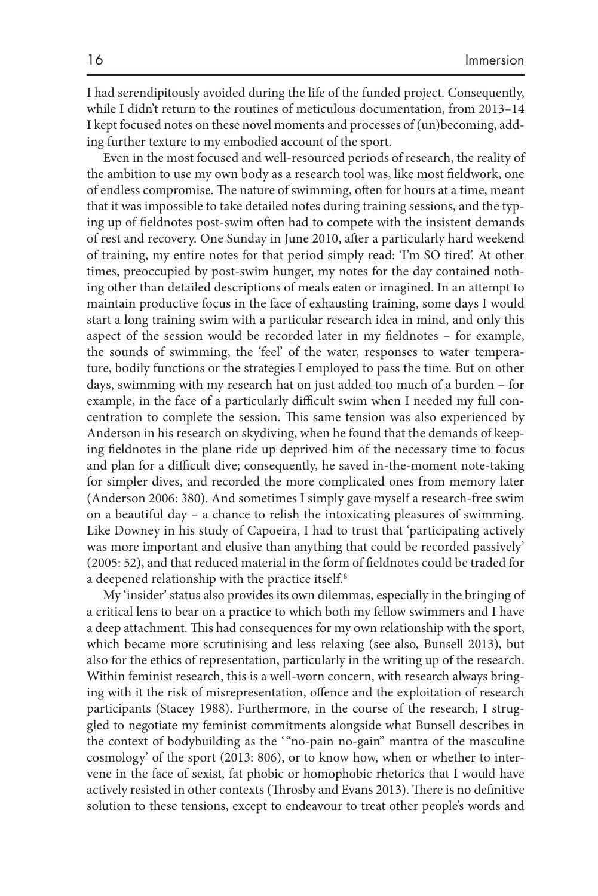I had serendipitously avoided during the life of the funded project. Consequently, while I didn't return to the routines of meticulous documentation, from 2013–14 I kept focused notes on these novel moments and processes of (un)becoming, adding further texture to my embodied account of the sport.

Even in the most focused and well-resourced periods of research, the reality of the ambition to use my own body as a research tool was, like most fieldwork, one of endless compromise. The nature of swimming, often for hours at a time, meant that it was impossible to take detailed notes during training sessions, and the typing up of fieldnotes post-swim often had to compete with the insistent demands of rest and recovery. One Sunday in June 2010, after a particularly hard weekend of training, my entire notes for that period simply read: 'I'm SO tired'. At other times, preoccupied by post-swim hunger, my notes for the day contained nothing other than detailed descriptions of meals eaten or imagined. In an attempt to maintain productive focus in the face of exhausting training, some days I would start a long training swim with a particular research idea in mind, and only this aspect of the session would be recorded later in my fieldnotes – for example, the sounds of swimming, the 'feel' of the water, responses to water temperature, bodily functions or the strategies I employed to pass the time. But on other days, swimming with my research hat on just added too much of a burden – for example, in the face of a particularly difficult swim when I needed my full concentration to complete the session. This same tension was also experienced by Anderson in his research on skydiving, when he found that the demands of keeping fieldnotes in the plane ride up deprived him of the necessary time to focus and plan for a difficult dive; consequently, he saved in-the-moment note-taking for simpler dives, and recorded the more complicated ones from memory later (Anderson 2006: 380). And sometimes I simply gave myself a research-free swim on a beautiful day – a chance to relish the intoxicating pleasures of swimming. Like Downey in his study of Capoeira, I had to trust that 'participating actively was more important and elusive than anything that could be recorded passively' (2005: 52), and that reduced material in the form of fieldnotes could be traded for a deepened relationship with the practice itself.[8]

My 'insider' status also provides its own dilemmas, especially in the bringing of a critical lens to bear on a practice to which both my fellow swimmers and I have a deep attachment. This had consequences for my own relationship with the sport, which became more scrutinising and less relaxing (see also, Bunsell 2013), but also for the ethics of representation, particularly in the writing up of the research. Within feminist research, this is a well-worn concern, with research always bringing with it the risk of misrepresentation, offence and the exploitation of research participants (Stacey 1988). Furthermore, in the course of the research, I struggled to negotiate my feminist commitments alongside what Bunsell describes in the context of bodybuilding as the '"no-pain no-gain" mantra of the masculine cosmology' of the sport (2013: 806), or to know how, when or whether to intervene in the face of sexist, fat phobic or homophobic rhetorics that I would have actively resisted in other contexts (Throsby and Evans 2013). There is no definitive solution to these tensions, except to endeavour to treat other people's words and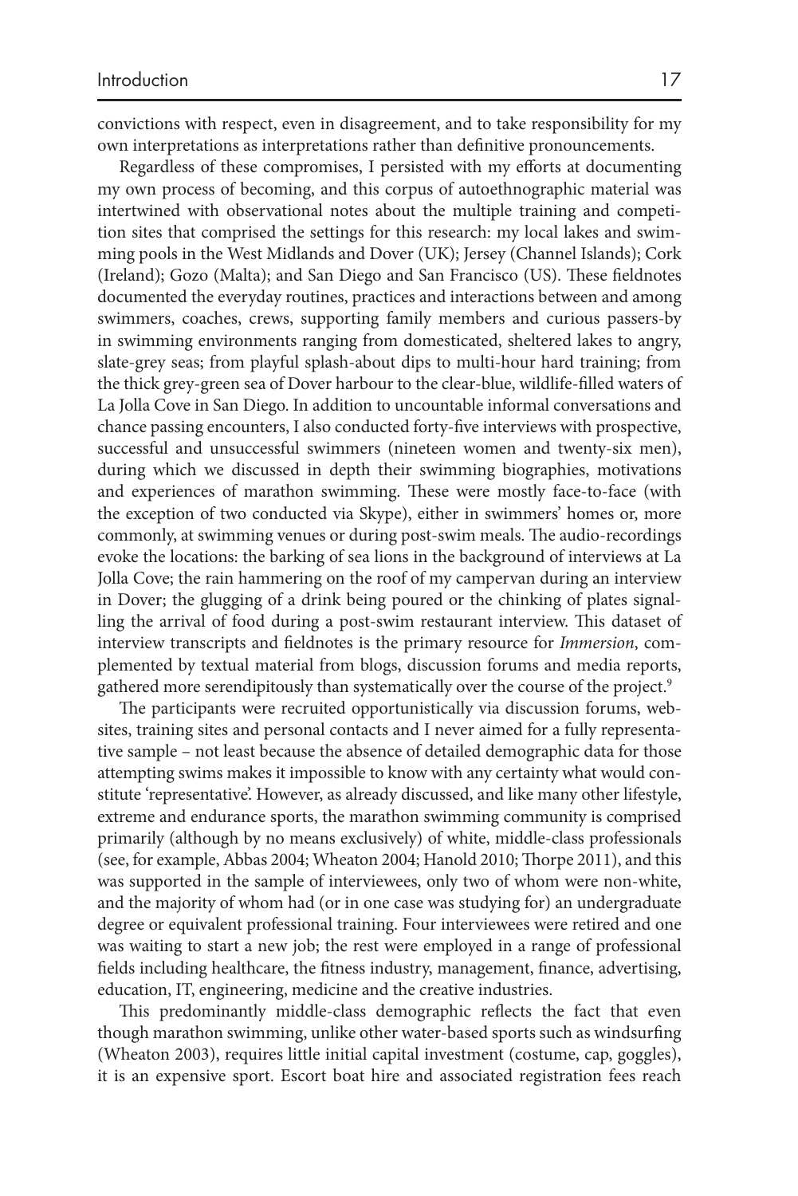convictions with respect, even in disagreement, and to take responsibility for my own interpretations as interpretations rather than definitive pronouncements.

Regardless of these compromises, I persisted with my efforts at documenting my own process of becoming, and this corpus of autoethnographic material was intertwined with observational notes about the multiple training and competition sites that comprised the settings for this research: my local lakes and swimming pools in the West Midlands and Dover (UK); Jersey (Channel Islands); Cork (Ireland); Gozo (Malta); and San Diego and San Francisco (US). These fieldnotes documented the everyday routines, practices and interactions between and among swimmers, coaches, crews, supporting family members and curious passers-by in swimming environments ranging from domesticated, sheltered lakes to angry, slate-grey seas; from playful splash-about dips to multi-hour hard training; from the thick grey-green sea of Dover harbour to the clear-blue, wildlife-filled waters of La Jolla Cove in San Diego. In addition to uncountable informal conversations and chance passing encounters, I also conducted forty-five interviews with prospective, successful and unsuccessful swimmers (nineteen women and twenty-six men), during which we discussed in depth their swimming biographies, motivations and experiences of marathon swimming. These were mostly face-to-face (with the exception of two conducted via Skype), either in swimmers' homes or, more commonly, at swimming venues or during post-swim meals. The audio-recordings evoke the locations: the barking of sea lions in the background of interviews at La Jolla Cove; the rain hammering on the roof of my campervan during an interview in Dover; the glugging of a drink being poured or the chinking of plates signalling the arrival of food during a post-swim restaurant interview. This dataset of interview transcripts and fieldnotes is the primary resource for *Immersion*, complemented by textual material from blogs, discussion forums and media reports, gathered more serendipitously than systematically over the course of the project.[9]

The participants were recruited opportunistically via discussion forums, websites, training sites and personal contacts and I never aimed for a fully representative sample – not least because the absence of detailed demographic data for those attempting swims makes it impossible to know with any certainty what would constitute 'representative'. However, as already discussed, and like many other lifestyle, extreme and endurance sports, the marathon swimming community is comprised primarily (although by no means exclusively) of white, middle-class professionals (see, for example, Abbas 2004; Wheaton 2004; Hanold 2010; Thorpe 2011), and this was supported in the sample of interviewees, only two of whom were non-white, and the majority of whom had (or in one case was studying for) an undergraduate degree or equivalent professional training. Four interviewees were retired and one was waiting to start a new job; the rest were employed in a range of professional fields including healthcare, the fitness industry, management, finance, advertising, education, IT, engineering, medicine and the creative industries.

This predominantly middle-class demographic reflects the fact that even though marathon swimming, unlike other water-based sports such as windsurfing (Wheaton 2003), requires little initial capital investment (costume, cap, goggles), it is an expensive sport. Escort boat hire and associated registration fees reach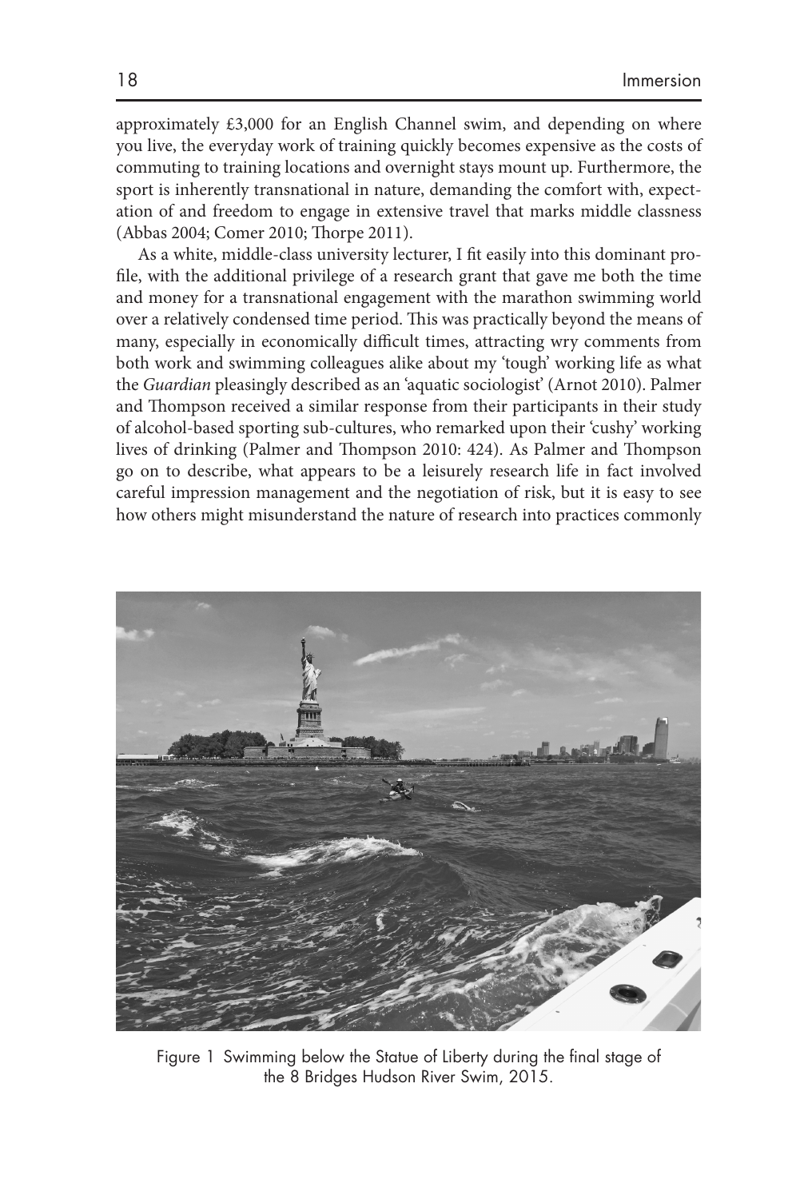approximately £3,000 for an English Channel swim, and depending on where you live, the everyday work of training quickly becomes expensive as the costs of commuting to training locations and overnight stays mount up. Furthermore, the sport is inherently transnational in nature, demanding the comfort with, expectation of and freedom to engage in extensive travel that marks middle classness (Abbas 2004; Comer 2010; Thorpe 2011).

As a white, middle-class university lecturer, I fit easily into this dominant profile, with the additional privilege of a research grant that gave me both the time and money for a transnational engagement with the marathon swimming world over a relatively condensed time period. This was practically beyond the means of many, especially in economically difficult times, attracting wry comments from both work and swimming colleagues alike about my 'tough' working life as what the *Guardian* pleasingly described as an 'aquatic sociologist' (Arnot 2010). Palmer and Thompson received a similar response from their participants in their study of alcohol-based sporting sub-cultures, who remarked upon their 'cushy' working lives of drinking (Palmer and Thompson 2010: 424). As Palmer and Thompson go on to describe, what appears to be a leisurely research life in fact involved careful impression management and the negotiation of risk, but it is easy to see how others might misunderstand the nature of research into practices commonly

Figure 1 Swimming below the Statue of Liberty during the final stage of the 8 Bridges Hudson River Swim, 2015.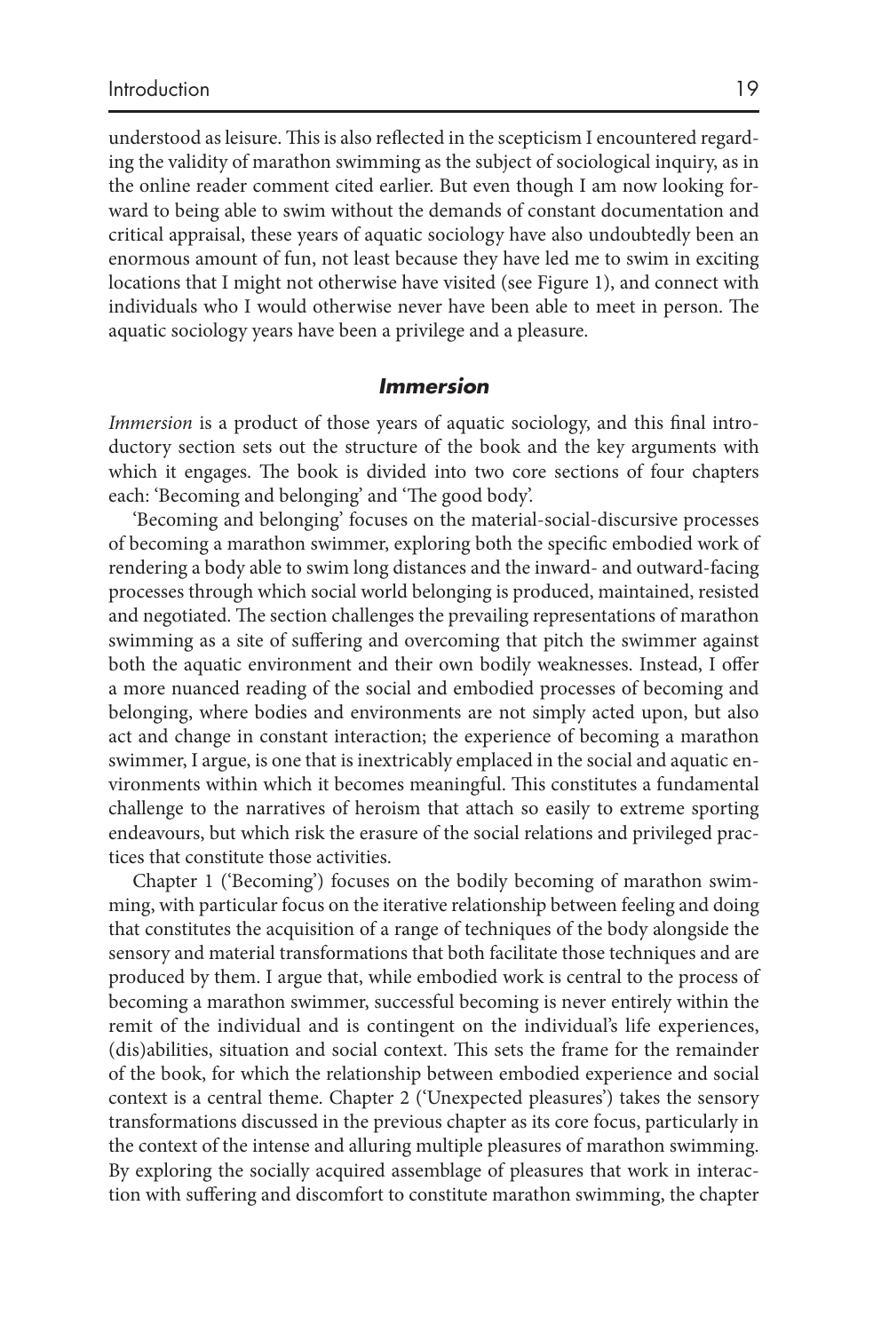understood as leisure. This is also reflected in the scepticism I encountered regarding the validity of marathon swimming as the subject of sociological inquiry, as in the online reader comment cited earlier. But even though I am now looking forward to being able to swim without the demands of constant documentation and critical appraisal, these years of aquatic sociology have also undoubtedly been an enormous amount of fun, not least because they have led me to swim in exciting locations that I might not otherwise have visited (see Figure 1), and connect with individuals who I would otherwise never have been able to meet in person. The aquatic sociology years have been a privilege and a pleasure.

## *Immersion*

*Immersion* is a product of those years of aquatic sociology, and this final introductory section sets out the structure of the book and the key arguments with which it engages. The book is divided into two core sections of four chapters each: 'Becoming and belonging' and 'The good body'.

'Becoming and belonging' focuses on the material-social-discursive processes of becoming a marathon swimmer, exploring both the specific embodied work of rendering a body able to swim long distances and the inward- and outward-facing processes through which social world belonging is produced, maintained, resisted and negotiated. The section challenges the prevailing representations of marathon swimming as a site of suffering and overcoming that pitch the swimmer against both the aquatic environment and their own bodily weaknesses. Instead, I offer a more nuanced reading of the social and embodied processes of becoming and belonging, where bodies and environments are not simply acted upon, but also act and change in constant interaction; the experience of becoming a marathon swimmer, I argue, is one that is inextricably emplaced in the social and aquatic environments within which it becomes meaningful. This constitutes a fundamental challenge to the narratives of heroism that attach so easily to extreme sporting endeavours, but which risk the erasure of the social relations and privileged practices that constitute those activities.

Chapter 1 ('Becoming') focuses on the bodily becoming of marathon swimming, with particular focus on the iterative relationship between feeling and doing that constitutes the acquisition of a range of techniques of the body alongside the sensory and material transformations that both facilitate those techniques and are produced by them. I argue that, while embodied work is central to the process of becoming a marathon swimmer, successful becoming is never entirely within the remit of the individual and is contingent on the individual's life experiences, (dis)abilities, situation and social context. This sets the frame for the remainder of the book, for which the relationship between embodied experience and social context is a central theme. Chapter 2 ('Unexpected pleasures') takes the sensory transformations discussed in the previous chapter as its core focus, particularly in the context of the intense and alluring multiple pleasures of marathon swimming. By exploring the socially acquired assemblage of pleasures that work in interaction with suffering and discomfort to constitute marathon swimming, the chapter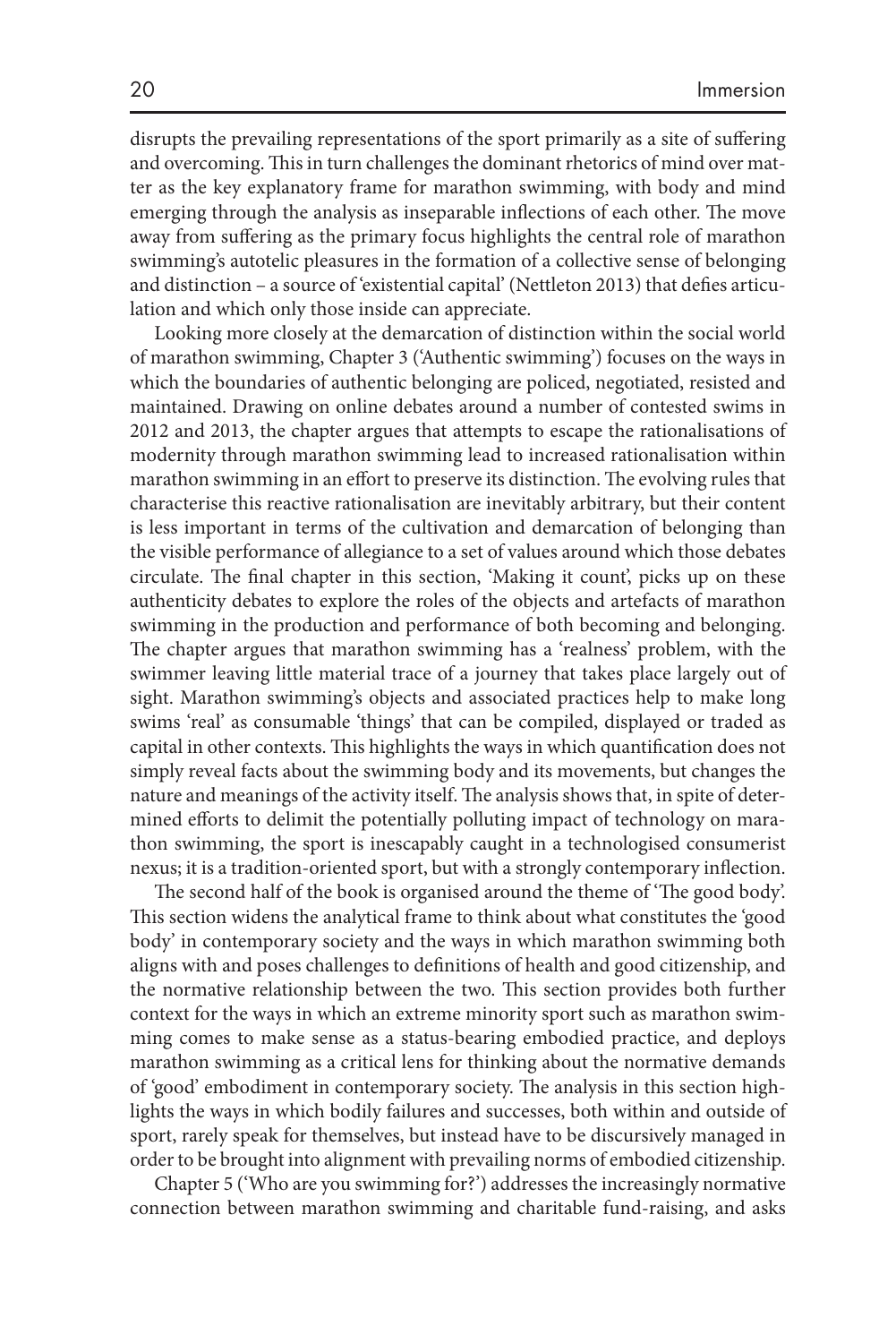disrupts the prevailing representations of the sport primarily as a site of suffering and overcoming. This in turn challenges the dominant rhetorics of mind over matter as the key explanatory frame for marathon swimming, with body and mind emerging through the analysis as inseparable inflections of each other. The move away from suffering as the primary focus highlights the central role of marathon swimming's autotelic pleasures in the formation of a collective sense of belonging and distinction – a source of 'existential capital' (Nettleton 2013) that defies articulation and which only those inside can appreciate.

Looking more closely at the demarcation of distinction within the social world of marathon swimming, Chapter 3 ('Authentic swimming') focuses on the ways in which the boundaries of authentic belonging are policed, negotiated, resisted and maintained. Drawing on online debates around a number of contested swims in 2012 and 2013, the chapter argues that attempts to escape the rationalisations of modernity through marathon swimming lead to increased rationalisation within marathon swimming in an effort to preserve its distinction. The evolving rules that characterise this reactive rationalisation are inevitably arbitrary, but their content is less important in terms of the cultivation and demarcation of belonging than the visible performance of allegiance to a set of values around which those debates circulate. The final chapter in this section, 'Making it count', picks up on these authenticity debates to explore the roles of the objects and artefacts of marathon swimming in the production and performance of both becoming and belonging. The chapter argues that marathon swimming has a 'realness' problem, with the swimmer leaving little material trace of a journey that takes place largely out of sight. Marathon swimming's objects and associated practices help to make long swims 'real' as consumable 'things' that can be compiled, displayed or traded as capital in other contexts. This highlights the ways in which quantification does not simply reveal facts about the swimming body and its movements, but changes the nature and meanings of the activity itself. The analysis shows that, in spite of determined efforts to delimit the potentially polluting impact of technology on marathon swimming, the sport is inescapably caught in a technologised consumerist nexus; it is a tradition-oriented sport, but with a strongly contemporary inflection.

The second half of the book is organised around the theme of 'The good body'. This section widens the analytical frame to think about what constitutes the 'good body' in contemporary society and the ways in which marathon swimming both aligns with and poses challenges to definitions of health and good citizenship, and the normative relationship between the two. This section provides both further context for the ways in which an extreme minority sport such as marathon swimming comes to make sense as a status-bearing embodied practice, and deploys marathon swimming as a critical lens for thinking about the normative demands of 'good' embodiment in contemporary society. The analysis in this section highlights the ways in which bodily failures and successes, both within and outside of sport, rarely speak for themselves, but instead have to be discursively managed in order to be brought into alignment with prevailing norms of embodied citizenship.

Chapter 5 ('Who are you swimming for?') addresses the increasingly normative connection between marathon swimming and charitable fund-raising, and asks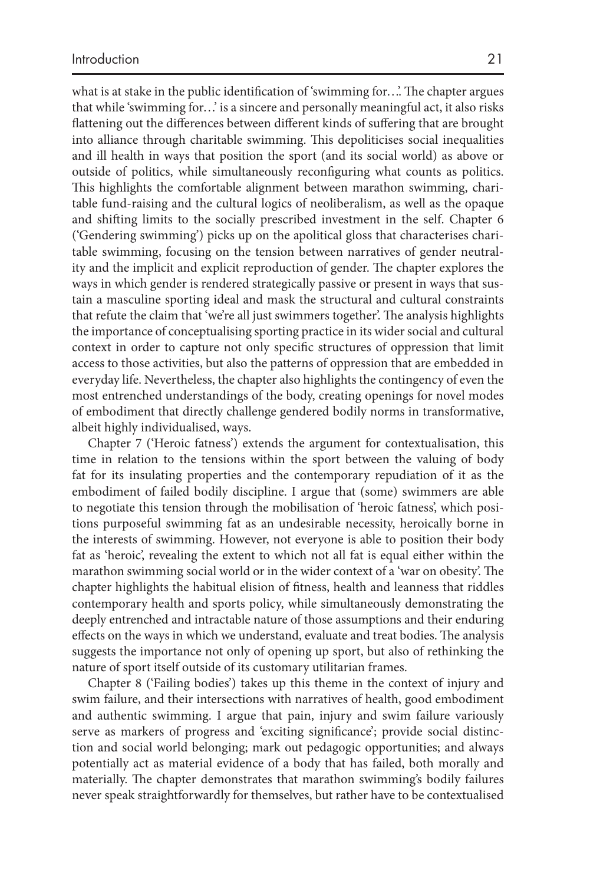what is at stake in the public identification of 'swimming for…'. The chapter argues that while 'swimming for…' is a sincere and personally meaningful act, it also risks flattening out the differences between different kinds of suffering that are brought into alliance through charitable swimming. This depoliticises social inequalities and ill health in ways that position the sport (and its social world) as above or outside of politics, while simultaneously reconfiguring what counts as politics. This highlights the comfortable alignment between marathon swimming, charitable fund-raising and the cultural logics of neoliberalism, as well as the opaque and shifting limits to the socially prescribed investment in the self. Chapter 6 ('Gendering swimming') picks up on the apolitical gloss that characterises charitable swimming, focusing on the tension between narratives of gender neutrality and the implicit and explicit reproduction of gender. The chapter explores the ways in which gender is rendered strategically passive or present in ways that sustain a masculine sporting ideal and mask the structural and cultural constraints that refute the claim that 'we're all just swimmers together'. The analysis highlights the importance of conceptualising sporting practice in its wider social and cultural context in order to capture not only specific structures of oppression that limit access to those activities, but also the patterns of oppression that are embedded in everyday life. Nevertheless, the chapter also highlights the contingency of even the most entrenched understandings of the body, creating openings for novel modes of embodiment that directly challenge gendered bodily norms in transformative, albeit highly individualised, ways.

Chapter 7 ('Heroic fatness') extends the argument for contextualisation, this time in relation to the tensions within the sport between the valuing of body fat for its insulating properties and the contemporary repudiation of it as the embodiment of failed bodily discipline. I argue that (some) swimmers are able to negotiate this tension through the mobilisation of 'heroic fatness', which positions purposeful swimming fat as an undesirable necessity, heroically borne in the interests of swimming. However, not everyone is able to position their body fat as 'heroic', revealing the extent to which not all fat is equal either within the marathon swimming social world or in the wider context of a 'war on obesity'. The chapter highlights the habitual elision of fitness, health and leanness that riddles contemporary health and sports policy, while simultaneously demonstrating the deeply entrenched and intractable nature of those assumptions and their enduring effects on the ways in which we understand, evaluate and treat bodies. The analysis suggests the importance not only of opening up sport, but also of rethinking the nature of sport itself outside of its customary utilitarian frames.

Chapter 8 ('Failing bodies') takes up this theme in the context of injury and swim failure, and their intersections with narratives of health, good embodiment and authentic swimming. I argue that pain, injury and swim failure variously serve as markers of progress and 'exciting significance'; provide social distinction and social world belonging; mark out pedagogic opportunities; and always potentially act as material evidence of a body that has failed, both morally and materially. The chapter demonstrates that marathon swimming's bodily failures never speak straightforwardly for themselves, but rather have to be contextualised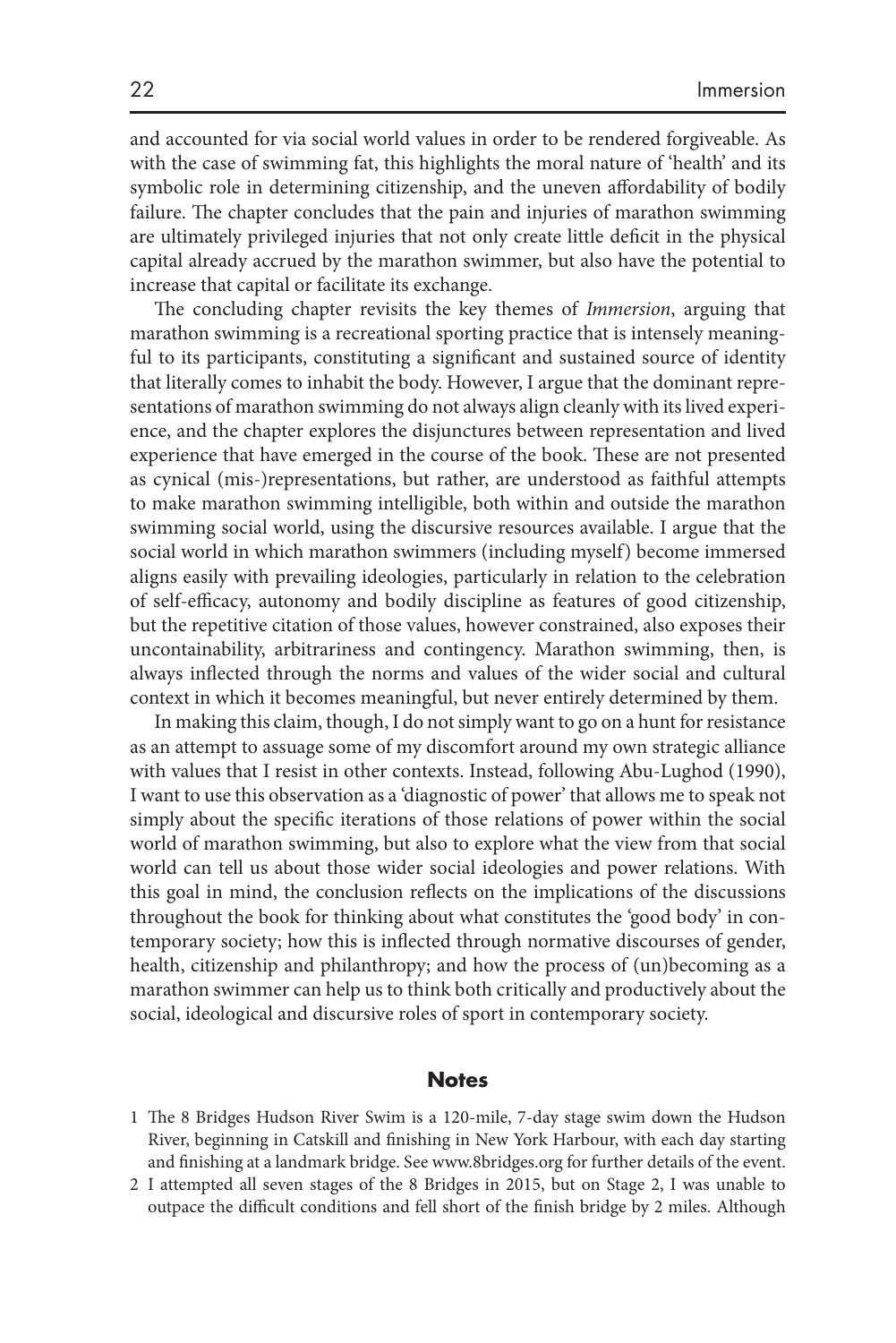and accounted for via social world values in order to be rendered forgiveable. As with the case of swimming fat, this highlights the moral nature of 'health' and its symbolic role in determining citizenship, and the uneven affordability of bodily failure. The chapter concludes that the pain and injuries of marathon swimming are ultimately privileged injuries that not only create little deficit in the physical capital already accrued by the marathon swimmer, but also have the potential to increase that capital or facilitate its exchange.

The concluding chapter revisits the key themes of *Immersion*, arguing that marathon swimming is a recreational sporting practice that is intensely meaningful to its participants, constituting a significant and sustained source of identity that literally comes to inhabit the body. However, I argue that the dominant representations of marathon swimming do not always align cleanly with its lived experience, and the chapter explores the disjunctures between representation and lived experience that have emerged in the course of the book. These are not presented as cynical (mis-)representations, but rather, are understood as faithful attempts to make marathon swimming intelligible, both within and outside the marathon swimming social world, using the discursive resources available. I argue that the social world in which marathon swimmers (including myself) become immersed aligns easily with prevailing ideologies, particularly in relation to the celebration of self-efficacy, autonomy and bodily discipline as features of good citizenship, but the repetitive citation of those values, however constrained, also exposes their uncontainability, arbitrariness and contingency. Marathon swimming, then, is always inflected through the norms and values of the wider social and cultural context in which it becomes meaningful, but never entirely determined by them.

In making this claim, though, I do not simply want to go on a hunt for resistance as an attempt to assuage some of my discomfort around my own strategic alliance with values that I resist in other contexts. Instead, following Abu-Lughod (1990), I want to use this observation as a 'diagnostic of power' that allows me to speak not simply about the specific iterations of those relations of power within the social world of marathon swimming, but also to explore what the view from that social world can tell us about those wider social ideologies and power relations. With this goal in mind, the conclusion reflects on the implications of the discussions throughout the book for thinking about what constitutes the 'good body' in contemporary society; how this is inflected through normative discourses of gender, health, citizenship and philanthropy; and how the process of (un)becoming as a marathon swimmer can help us to think both critically and productively about the social, ideological and discursive roles of sport in contemporary society.

## Notes

1 The 8 Bridges Hudson River Swim is a 120-mile, 7-day stage swim down the Hudson River, beginning in Catskill and finishing in New York Harbour, with each day starting and finishing at a landmark bridge. See www.8bridges.org for further details of the event.

2 I attempted all seven stages of the 8 Bridges in 2015, but on Stage 2, I was unable to outpace the difficult conditions and fell short of the finish bridge by 2 miles. Although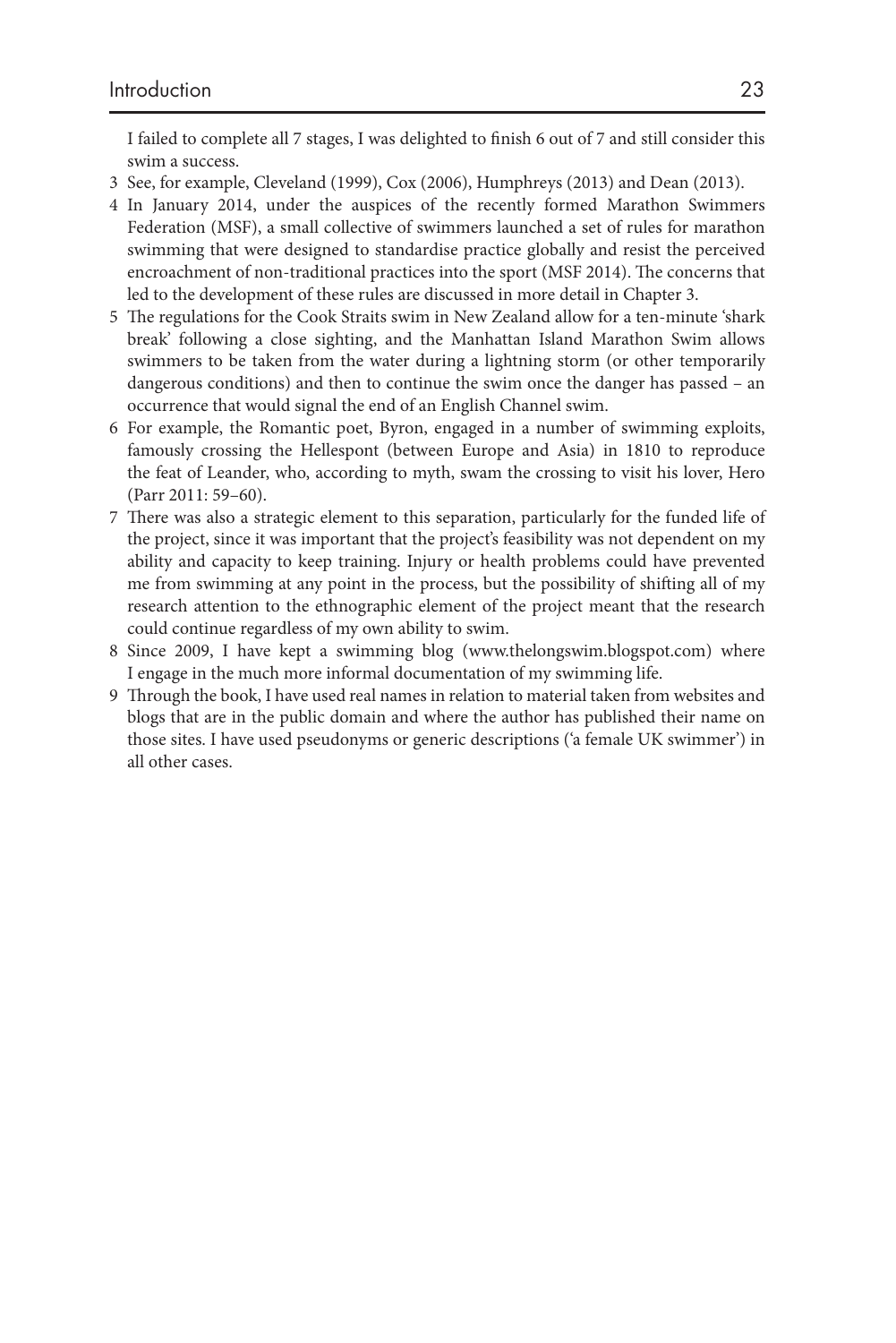I failed to complete all 7 stages, I was delighted to finish 6 out of 7 and still consider this swim a success.

3 See, for example, Cleveland (1999), Cox (2006), Humphreys (2013) and Dean (2013).

4 In January 2014, under the auspices of the recently formed Marathon Swimmers Federation (MSF), a small collective of swimmers launched a set of rules for marathon swimming that were designed to standardise practice globally and resist the perceived encroachment of non-traditional practices into the sport (MSF 2014). The concerns that led to the development of these rules are discussed in more detail in Chapter 3.

5 The regulations for the Cook Straits swim in New Zealand allow for a ten-minute 'shark break' following a close sighting, and the Manhattan Island Marathon Swim allows swimmers to be taken from the water during a lightning storm (or other temporarily dangerous conditions) and then to continue the swim once the danger has passed – an occurrence that would signal the end of an English Channel swim.

6 For example, the Romantic poet, Byron, engaged in a number of swimming exploits, famously crossing the Hellespont (between Europe and Asia) in 1810 to reproduce the feat of Leander, who, according to myth, swam the crossing to visit his lover, Hero (Parr 2011: 59–60).

7 There was also a strategic element to this separation, particularly for the funded life of the project, since it was important that the project's feasibility was not dependent on my ability and capacity to keep training. Injury or health problems could have prevented me from swimming at any point in the process, but the possibility of shifting all of my research attention to the ethnographic element of the project meant that the research could continue regardless of my own ability to swim.

8 Since 2009, I have kept a swimming blog (www.thelongswim.blogspot.com) where I engage in the much more informal documentation of my swimming life.

9 Through the book, I have used real names in relation to material taken from websites and blogs that are in the public domain and where the author has published their name on those sites. I have used pseudonyms or generic descriptions ('a female UK swimmer') in all other cases.